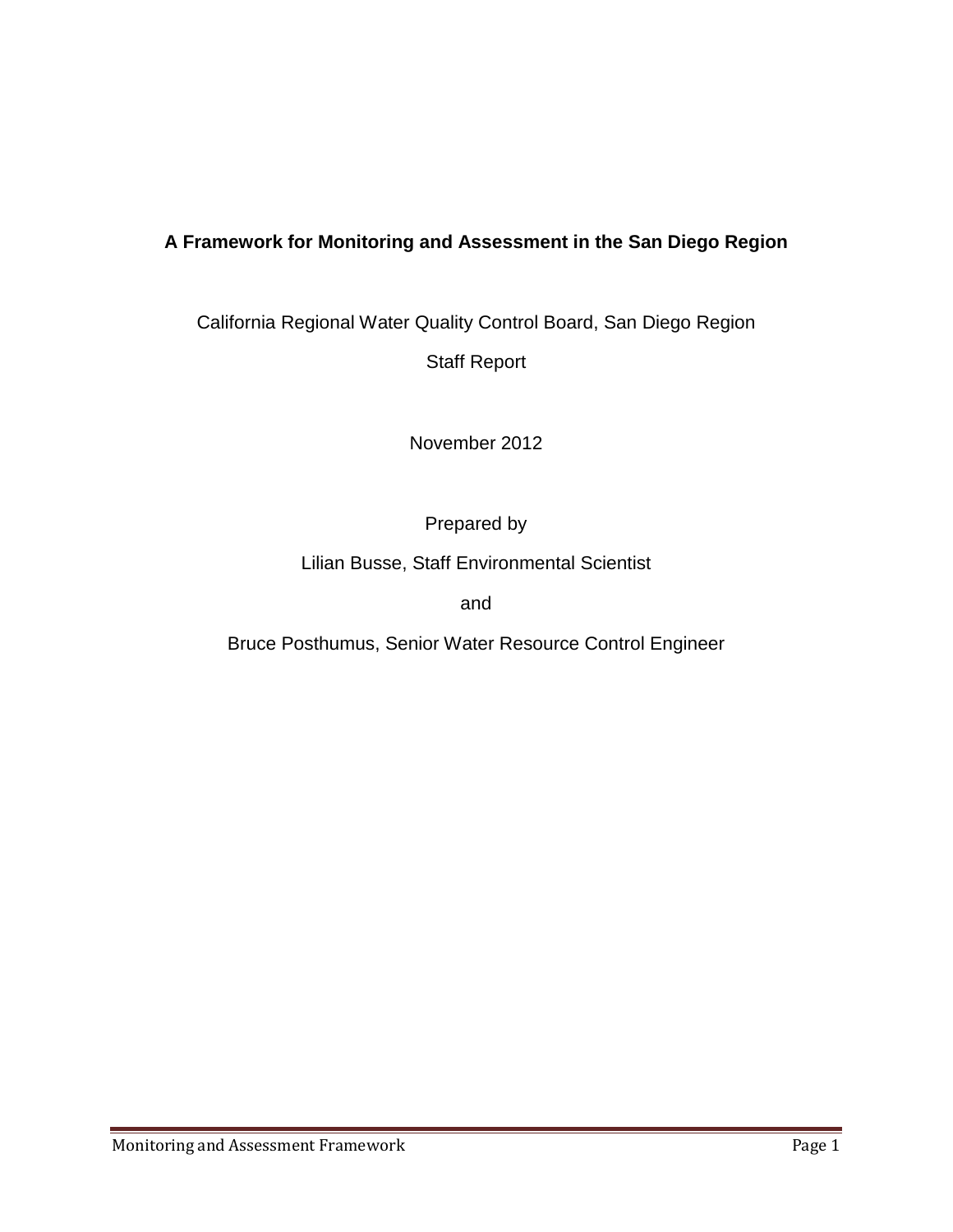# A Framework for Monitoring and Assessment in the San Diego Region

California Regional Water Quality Control Board, San Diego Region

Staff Report

November 2012

Prepared by

Lilian Busse, Staff Environmental Scientist

and

Bruce Posthumus, Senior Water Resource Control Engineer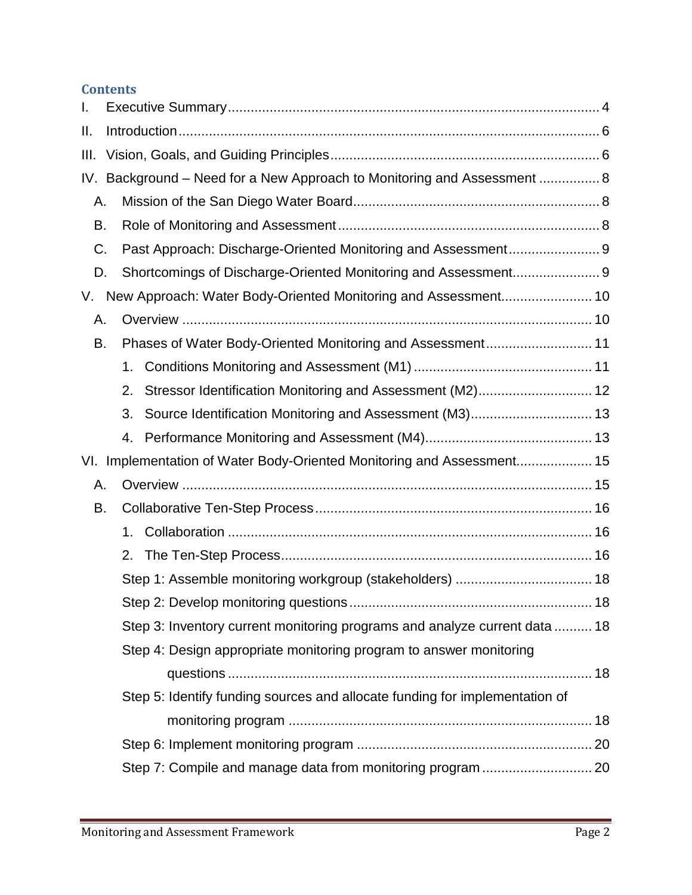## Contents

I. Executive Summary ..... 4

II. Introduction ..... 6

III. Vision, Goals, and Guiding Principles ..... 6

IV. Background – Need for a New Approach to Monitoring and Assessment ..... 8

- A. Mission of the San Diego Water Board ..... 8
- B. Role of Monitoring and Assessment ..... 8
- C. Past Approach: Discharge-Oriented Monitoring and Assessment ..... 9
- D. Shortcomings of Discharge-Oriented Monitoring and Assessment ..... 9

V. New Approach: Water Body-Oriented Monitoring and Assessment ..... 10

- A. Overview ..... 10
- B. Phases of Water Body-Oriented Monitoring and Assessment ..... 11
  1. Conditions Monitoring and Assessment (M1) ..... 11
  2. Stressor Identification Monitoring and Assessment (M2) ..... 12
  3. Source Identification Monitoring and Assessment (M3) ..... 13
  4. Performance Monitoring and Assessment (M4) ..... 13

VI. Implementation of Water Body-Oriented Monitoring and Assessment ..... 15

- A. Overview ..... 15
- B. Collaborative Ten-Step Process ..... 16
  1. Collaboration ..... 16
  2. The Ten-Step Process ..... 16
  - Step 1: Assemble monitoring workgroup (stakeholders) ..... 18
  - Step 2: Develop monitoring questions ..... 18
  - Step 3: Inventory current monitoring programs and analyze current data ..... 18
  - Step 4: Design appropriate monitoring program to answer monitoring questions ..... 18
  - Step 5: Identify funding sources and allocate funding for implementation of monitoring program ..... 18
  - Step 6: Implement monitoring program ..... 20
  - Step 7: Compile and manage data from monitoring program ..... 20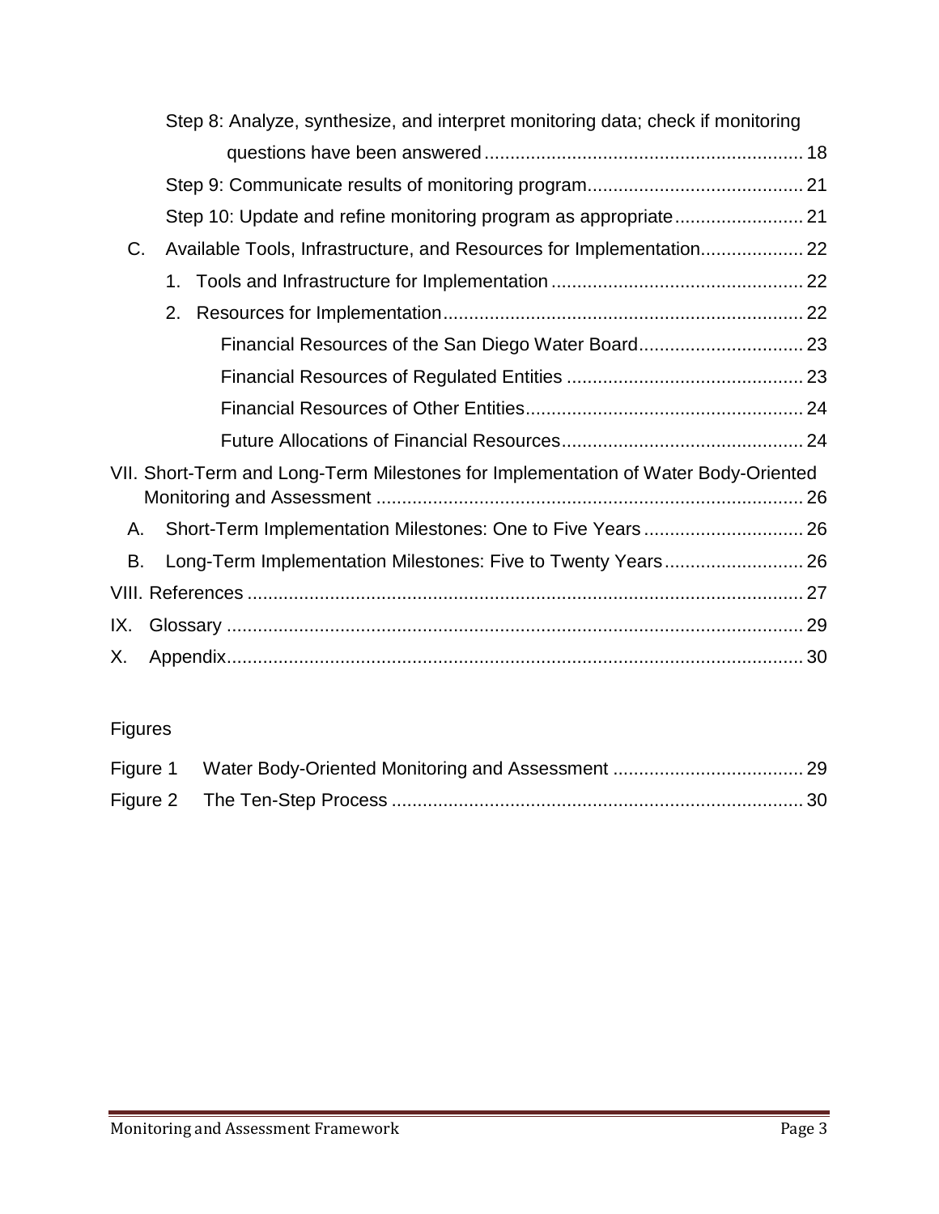Step 8: Analyze, synthesize, and interpret monitoring data; check if monitoring questions have been answered ........ 18

Step 9: Communicate results of monitoring program ........ 21

Step 10: Update and refine monitoring program as appropriate ........ 21

C. Available Tools, Infrastructure, and Resources for Implementation ........ 22

1. Tools and Infrastructure for Implementation ........ 22
2. Resources for Implementation ........ 22

Financial Resources of the San Diego Water Board ........ 23

Financial Resources of Regulated Entities ........ 23

Financial Resources of Other Entities ........ 24

Future Allocations of Financial Resources ........ 24

VII. Short-Term and Long-Term Milestones for Implementation of Water Body-Oriented Monitoring and Assessment ........ 26

A. Short-Term Implementation Milestones: One to Five Years ........ 26

B. Long-Term Implementation Milestones: Five to Twenty Years ........ 26

VIII. References ........ 27

IX. Glossary ........ 29

X. Appendix ........ 30

Figures

Figure 1 Water Body-Oriented Monitoring and Assessment ........ 29

Figure 2 The Ten-Step Process ........ 30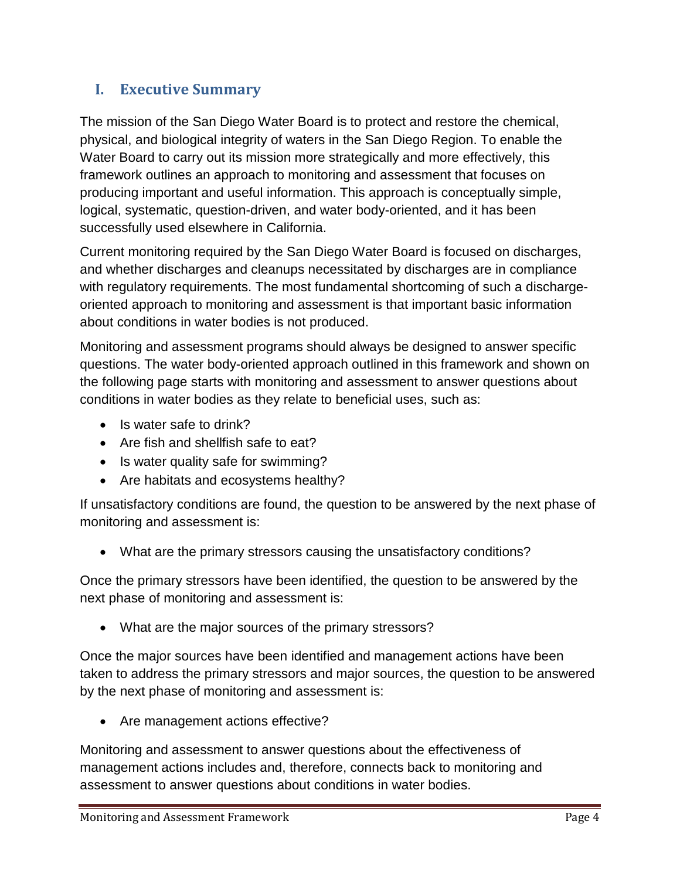## I. Executive Summary

The mission of the San Diego Water Board is to protect and restore the chemical, physical, and biological integrity of waters in the San Diego Region. To enable the Water Board to carry out its mission more strategically and more effectively, this framework outlines an approach to monitoring and assessment that focuses on producing important and useful information. This approach is conceptually simple, logical, systematic, question-driven, and water body-oriented, and it has been successfully used elsewhere in California.

Current monitoring required by the San Diego Water Board is focused on discharges, and whether discharges and cleanups necessitated by discharges are in compliance with regulatory requirements. The most fundamental shortcoming of such a discharge-oriented approach to monitoring and assessment is that important basic information about conditions in water bodies is not produced.

Monitoring and assessment programs should always be designed to answer specific questions. The water body-oriented approach outlined in this framework and shown on the following page starts with monitoring and assessment to answer questions about conditions in water bodies as they relate to beneficial uses, such as:

- Is water safe to drink?
- Are fish and shellfish safe to eat?
- Is water quality safe for swimming?
- Are habitats and ecosystems healthy?

If unsatisfactory conditions are found, the question to be answered by the next phase of monitoring and assessment is:

- What are the primary stressors causing the unsatisfactory conditions?

Once the primary stressors have been identified, the question to be answered by the next phase of monitoring and assessment is:

- What are the major sources of the primary stressors?

Once the major sources have been identified and management actions have been taken to address the primary stressors and major sources, the question to be answered by the next phase of monitoring and assessment is:

- Are management actions effective?

Monitoring and assessment to answer questions about the effectiveness of management actions includes and, therefore, connects back to monitoring and assessment to answer questions about conditions in water bodies.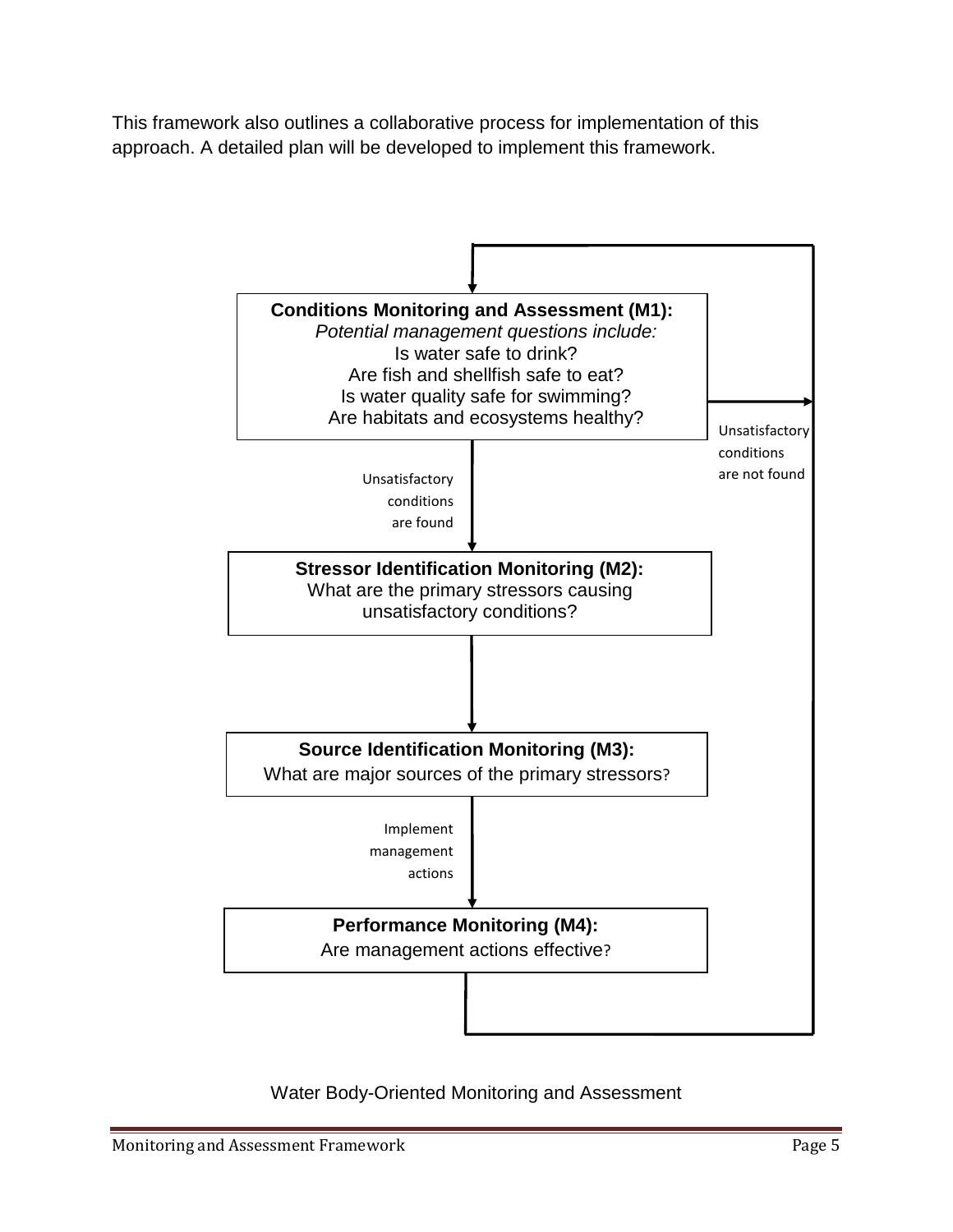This framework also outlines a collaborative process for implementation of this approach. A detailed plan will be developed to implement this framework.

**Conditions Monitoring and Assessment (M1):**
*Potential management questions include:*
Is water safe to drink?
Are fish and shellfish safe to eat?
Is water quality safe for swimming?
Are habitats and ecosystems healthy?

Unsatisfactory conditions are not found

Unsatisfactory conditions are found

**Stressor Identification Monitoring (M2):**
What are the primary stressors causing unsatisfactory conditions?

**Source Identification Monitoring (M3):**
What are major sources of the primary stressors?

Implement management actions

**Performance Monitoring (M4):**
Are management actions effective?

Water Body-Oriented Monitoring and Assessment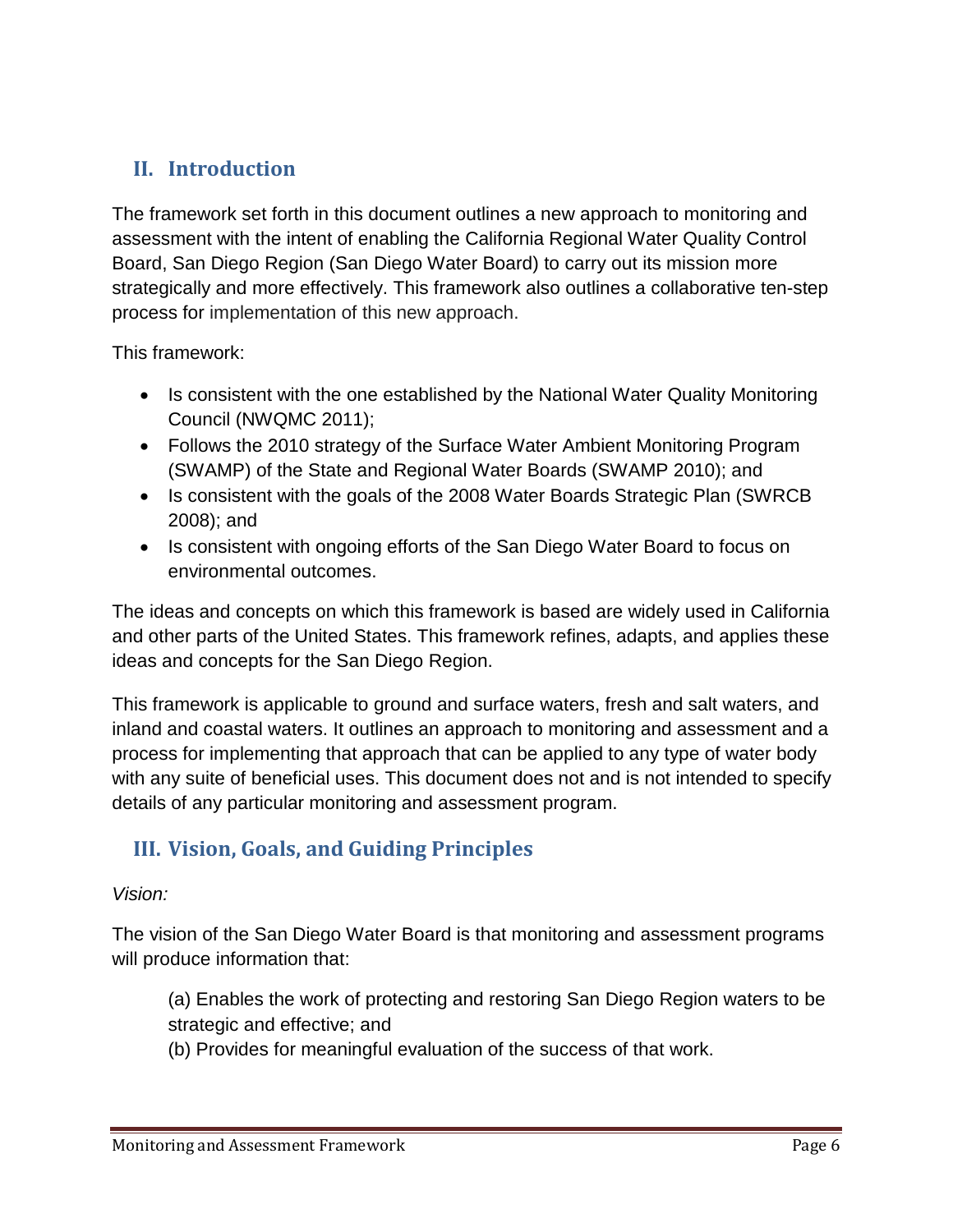## II. Introduction

The framework set forth in this document outlines a new approach to monitoring and assessment with the intent of enabling the California Regional Water Quality Control Board, San Diego Region (San Diego Water Board) to carry out its mission more strategically and more effectively. This framework also outlines a collaborative ten-step process for implementation of this new approach.

This framework:

- Is consistent with the one established by the National Water Quality Monitoring Council (NWQMC 2011);
- Follows the 2010 strategy of the Surface Water Ambient Monitoring Program (SWAMP) of the State and Regional Water Boards (SWAMP 2010); and
- Is consistent with the goals of the 2008 Water Boards Strategic Plan (SWRCB 2008); and
- Is consistent with ongoing efforts of the San Diego Water Board to focus on environmental outcomes.

The ideas and concepts on which this framework is based are widely used in California and other parts of the United States. This framework refines, adapts, and applies these ideas and concepts for the San Diego Region.

This framework is applicable to ground and surface waters, fresh and salt waters, and inland and coastal waters. It outlines an approach to monitoring and assessment and a process for implementing that approach that can be applied to any type of water body with any suite of beneficial uses. This document does not and is not intended to specify details of any particular monitoring and assessment program.

## III. Vision, Goals, and Guiding Principles

*Vision:*

The vision of the San Diego Water Board is that monitoring and assessment programs will produce information that:

(a) Enables the work of protecting and restoring San Diego Region waters to be strategic and effective; and
(b) Provides for meaningful evaluation of the success of that work.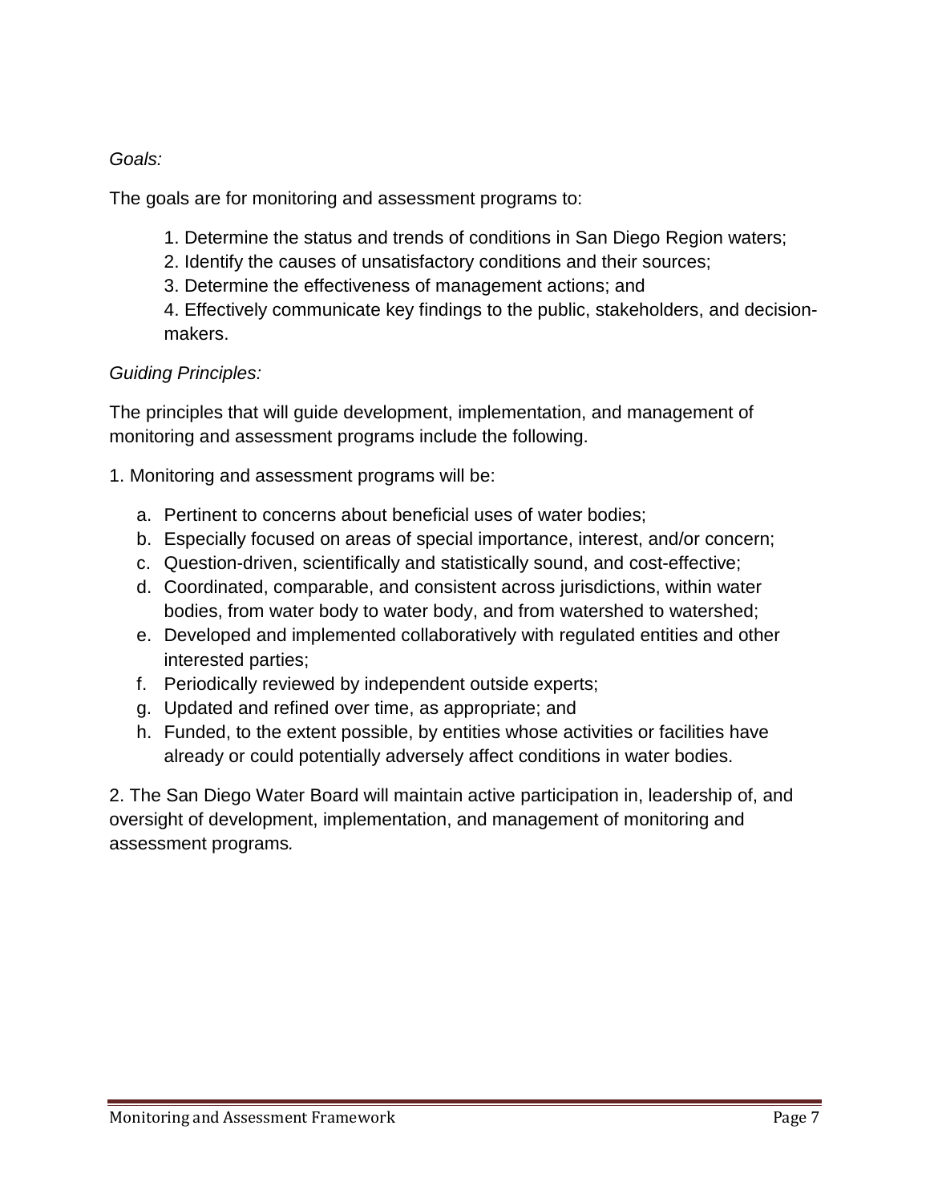*Goals:*

The goals are for monitoring and assessment programs to:

1. Determine the status and trends of conditions in San Diego Region waters;
2. Identify the causes of unsatisfactory conditions and their sources;
3. Determine the effectiveness of management actions; and
4. Effectively communicate key findings to the public, stakeholders, and decision-makers.

*Guiding Principles:*

The principles that will guide development, implementation, and management of monitoring and assessment programs include the following.

1. Monitoring and assessment programs will be:

   a. Pertinent to concerns about beneficial uses of water bodies;
   b. Especially focused on areas of special importance, interest, and/or concern;
   c. Question-driven, scientifically and statistically sound, and cost-effective;
   d. Coordinated, comparable, and consistent across jurisdictions, within water bodies, from water body to water body, and from watershed to watershed;
   e. Developed and implemented collaboratively with regulated entities and other interested parties;
   f. Periodically reviewed by independent outside experts;
   g. Updated and refined over time, as appropriate; and
   h. Funded, to the extent possible, by entities whose activities or facilities have already or could potentially adversely affect conditions in water bodies.

2. The San Diego Water Board will maintain active participation in, leadership of, and oversight of development, implementation, and management of monitoring and assessment programs.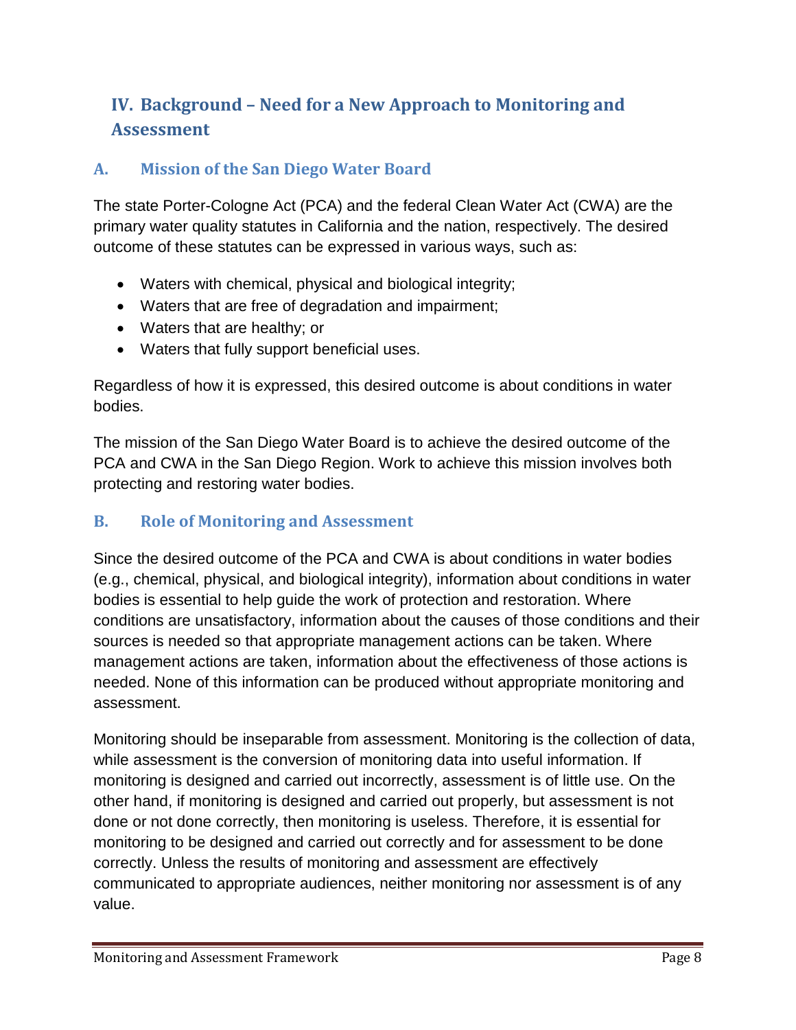# IV. Background – Need for a New Approach to Monitoring and Assessment

## A. Mission of the San Diego Water Board

The state Porter-Cologne Act (PCA) and the federal Clean Water Act (CWA) are the primary water quality statutes in California and the nation, respectively. The desired outcome of these statutes can be expressed in various ways, such as:

- Waters with chemical, physical and biological integrity;
- Waters that are free of degradation and impairment;
- Waters that are healthy; or
- Waters that fully support beneficial uses.

Regardless of how it is expressed, this desired outcome is about conditions in water bodies.

The mission of the San Diego Water Board is to achieve the desired outcome of the PCA and CWA in the San Diego Region. Work to achieve this mission involves both protecting and restoring water bodies.

## B. Role of Monitoring and Assessment

Since the desired outcome of the PCA and CWA is about conditions in water bodies (e.g., chemical, physical, and biological integrity), information about conditions in water bodies is essential to help guide the work of protection and restoration. Where conditions are unsatisfactory, information about the causes of those conditions and their sources is needed so that appropriate management actions can be taken. Where management actions are taken, information about the effectiveness of those actions is needed. None of this information can be produced without appropriate monitoring and assessment.

Monitoring should be inseparable from assessment. Monitoring is the collection of data, while assessment is the conversion of monitoring data into useful information. If monitoring is designed and carried out incorrectly, assessment is of little use. On the other hand, if monitoring is designed and carried out properly, but assessment is not done or not done correctly, then monitoring is useless. Therefore, it is essential for monitoring to be designed and carried out correctly and for assessment to be done correctly. Unless the results of monitoring and assessment are effectively communicated to appropriate audiences, neither monitoring nor assessment is of any value.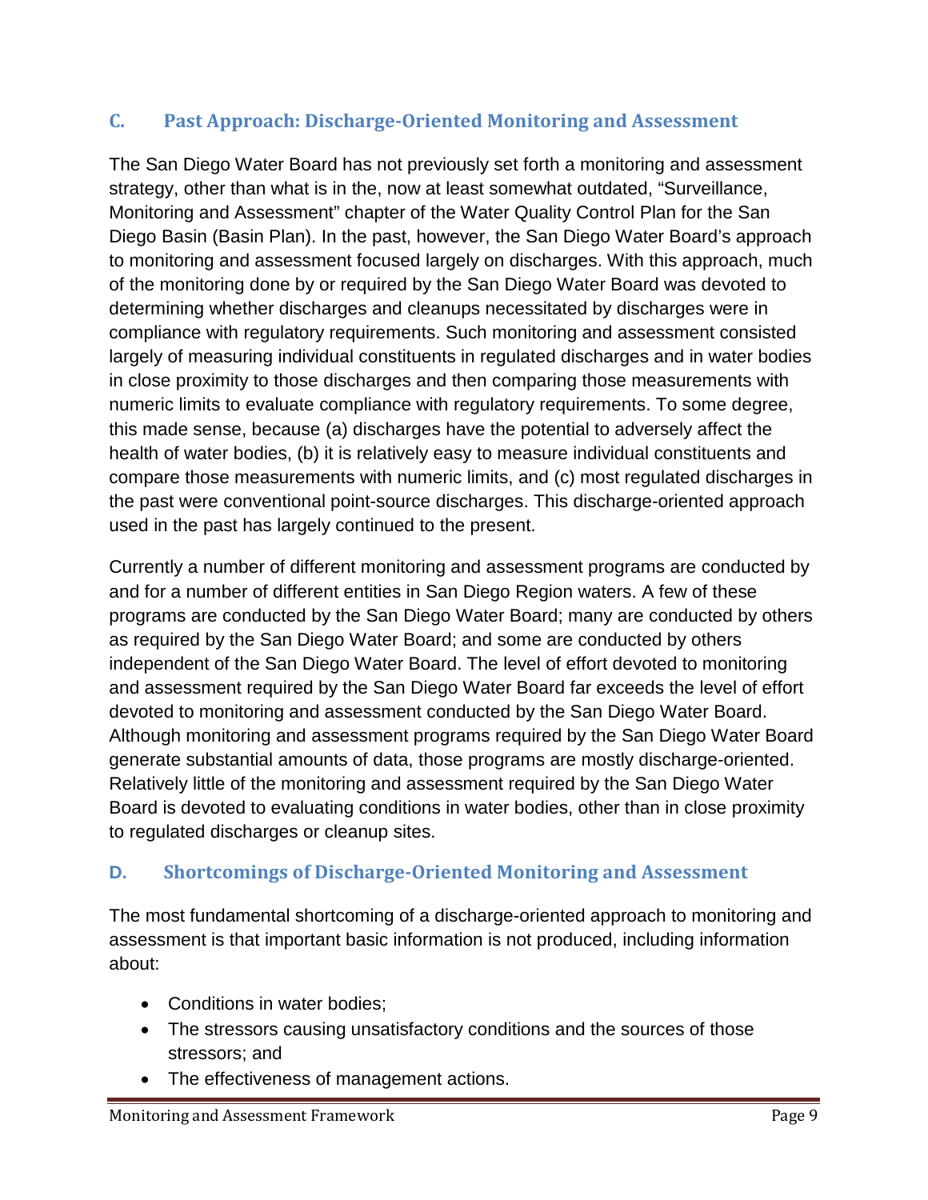## C. Past Approach: Discharge-Oriented Monitoring and Assessment

The San Diego Water Board has not previously set forth a monitoring and assessment strategy, other than what is in the, now at least somewhat outdated, "Surveillance, Monitoring and Assessment" chapter of the Water Quality Control Plan for the San Diego Basin (Basin Plan). In the past, however, the San Diego Water Board's approach to monitoring and assessment focused largely on discharges. With this approach, much of the monitoring done by or required by the San Diego Water Board was devoted to determining whether discharges and cleanups necessitated by discharges were in compliance with regulatory requirements. Such monitoring and assessment consisted largely of measuring individual constituents in regulated discharges and in water bodies in close proximity to those discharges and then comparing those measurements with numeric limits to evaluate compliance with regulatory requirements. To some degree, this made sense, because (a) discharges have the potential to adversely affect the health of water bodies, (b) it is relatively easy to measure individual constituents and compare those measurements with numeric limits, and (c) most regulated discharges in the past were conventional point-source discharges. This discharge-oriented approach used in the past has largely continued to the present.

Currently a number of different monitoring and assessment programs are conducted by and for a number of different entities in San Diego Region waters. A few of these programs are conducted by the San Diego Water Board; many are conducted by others as required by the San Diego Water Board; and some are conducted by others independent of the San Diego Water Board. The level of effort devoted to monitoring and assessment required by the San Diego Water Board far exceeds the level of effort devoted to monitoring and assessment conducted by the San Diego Water Board. Although monitoring and assessment programs required by the San Diego Water Board generate substantial amounts of data, those programs are mostly discharge-oriented. Relatively little of the monitoring and assessment required by the San Diego Water Board is devoted to evaluating conditions in water bodies, other than in close proximity to regulated discharges or cleanup sites.

## D. Shortcomings of Discharge-Oriented Monitoring and Assessment

The most fundamental shortcoming of a discharge-oriented approach to monitoring and assessment is that important basic information is not produced, including information about:

- Conditions in water bodies;
- The stressors causing unsatisfactory conditions and the sources of those stressors; and
- The effectiveness of management actions.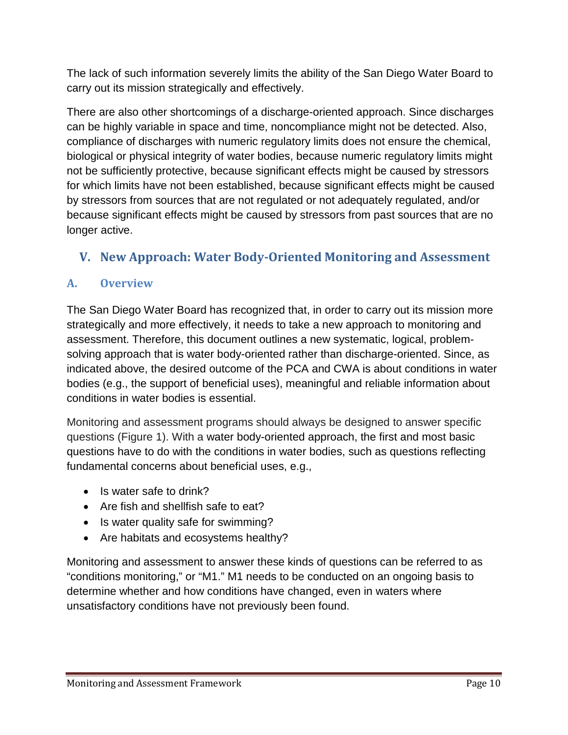The lack of such information severely limits the ability of the San Diego Water Board to carry out its mission strategically and effectively.

There are also other shortcomings of a discharge-oriented approach. Since discharges can be highly variable in space and time, noncompliance might not be detected. Also, compliance of discharges with numeric regulatory limits does not ensure the chemical, biological or physical integrity of water bodies, because numeric regulatory limits might not be sufficiently protective, because significant effects might be caused by stressors for which limits have not been established, because significant effects might be caused by stressors from sources that are not regulated or not adequately regulated, and/or because significant effects might be caused by stressors from past sources that are no longer active.

# V. New Approach: Water Body-Oriented Monitoring and Assessment

## A. Overview

The San Diego Water Board has recognized that, in order to carry out its mission more strategically and more effectively, it needs to take a new approach to monitoring and assessment. Therefore, this document outlines a new systematic, logical, problem-solving approach that is water body-oriented rather than discharge-oriented. Since, as indicated above, the desired outcome of the PCA and CWA is about conditions in water bodies (e.g., the support of beneficial uses), meaningful and reliable information about conditions in water bodies is essential.

Monitoring and assessment programs should always be designed to answer specific questions (Figure 1). With a water body-oriented approach, the first and most basic questions have to do with the conditions in water bodies, such as questions reflecting fundamental concerns about beneficial uses, e.g.,

- Is water safe to drink?
- Are fish and shellfish safe to eat?
- Is water quality safe for swimming?
- Are habitats and ecosystems healthy?

Monitoring and assessment to answer these kinds of questions can be referred to as "conditions monitoring," or "M1." M1 needs to be conducted on an ongoing basis to determine whether and how conditions have changed, even in waters where unsatisfactory conditions have not previously been found.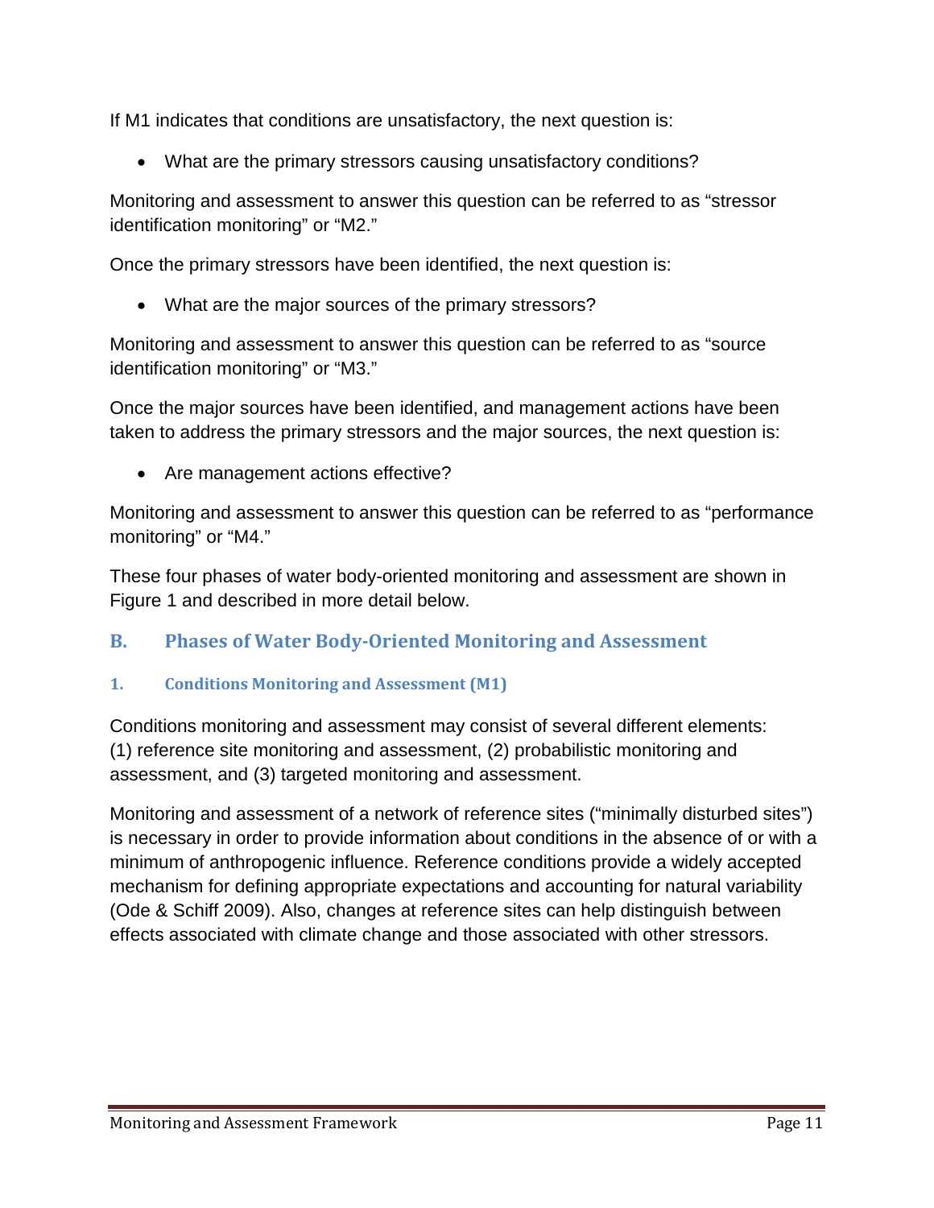If M1 indicates that conditions are unsatisfactory, the next question is:

- What are the primary stressors causing unsatisfactory conditions?

Monitoring and assessment to answer this question can be referred to as "stressor identification monitoring" or "M2."

Once the primary stressors have been identified, the next question is:

- What are the major sources of the primary stressors?

Monitoring and assessment to answer this question can be referred to as "source identification monitoring" or "M3."

Once the major sources have been identified, and management actions have been taken to address the primary stressors and the major sources, the next question is:

- Are management actions effective?

Monitoring and assessment to answer this question can be referred to as "performance monitoring" or "M4."

These four phases of water body-oriented monitoring and assessment are shown in Figure 1 and described in more detail below.

## B. Phases of Water Body-Oriented Monitoring and Assessment

### 1. Conditions Monitoring and Assessment (M1)

Conditions monitoring and assessment may consist of several different elements: (1) reference site monitoring and assessment, (2) probabilistic monitoring and assessment, and (3) targeted monitoring and assessment.

Monitoring and assessment of a network of reference sites ("minimally disturbed sites") is necessary in order to provide information about conditions in the absence of or with a minimum of anthropogenic influence. Reference conditions provide a widely accepted mechanism for defining appropriate expectations and accounting for natural variability (Ode & Schiff 2009). Also, changes at reference sites can help distinguish between effects associated with climate change and those associated with other stressors.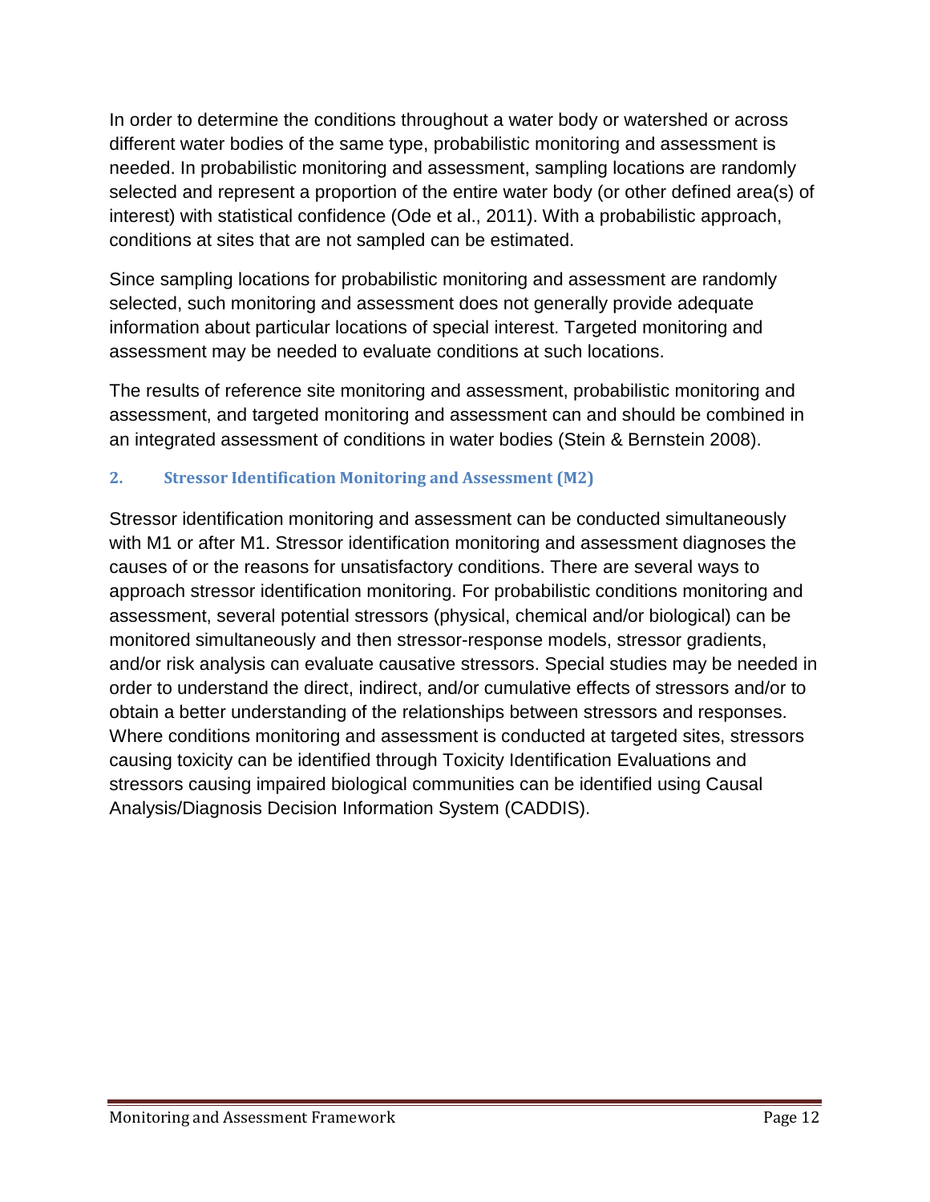In order to determine the conditions throughout a water body or watershed or across different water bodies of the same type, probabilistic monitoring and assessment is needed. In probabilistic monitoring and assessment, sampling locations are randomly selected and represent a proportion of the entire water body (or other defined area(s) of interest) with statistical confidence (Ode et al., 2011). With a probabilistic approach, conditions at sites that are not sampled can be estimated.

Since sampling locations for probabilistic monitoring and assessment are randomly selected, such monitoring and assessment does not generally provide adequate information about particular locations of special interest. Targeted monitoring and assessment may be needed to evaluate conditions at such locations.

The results of reference site monitoring and assessment, probabilistic monitoring and assessment, and targeted monitoring and assessment can and should be combined in an integrated assessment of conditions in water bodies (Stein & Bernstein 2008).

### 2. Stressor Identification Monitoring and Assessment (M2)

Stressor identification monitoring and assessment can be conducted simultaneously with M1 or after M1. Stressor identification monitoring and assessment diagnoses the causes of or the reasons for unsatisfactory conditions. There are several ways to approach stressor identification monitoring. For probabilistic conditions monitoring and assessment, several potential stressors (physical, chemical and/or biological) can be monitored simultaneously and then stressor-response models, stressor gradients, and/or risk analysis can evaluate causative stressors. Special studies may be needed in order to understand the direct, indirect, and/or cumulative effects of stressors and/or to obtain a better understanding of the relationships between stressors and responses. Where conditions monitoring and assessment is conducted at targeted sites, stressors causing toxicity can be identified through Toxicity Identification Evaluations and stressors causing impaired biological communities can be identified using Causal Analysis/Diagnosis Decision Information System (CADDIS).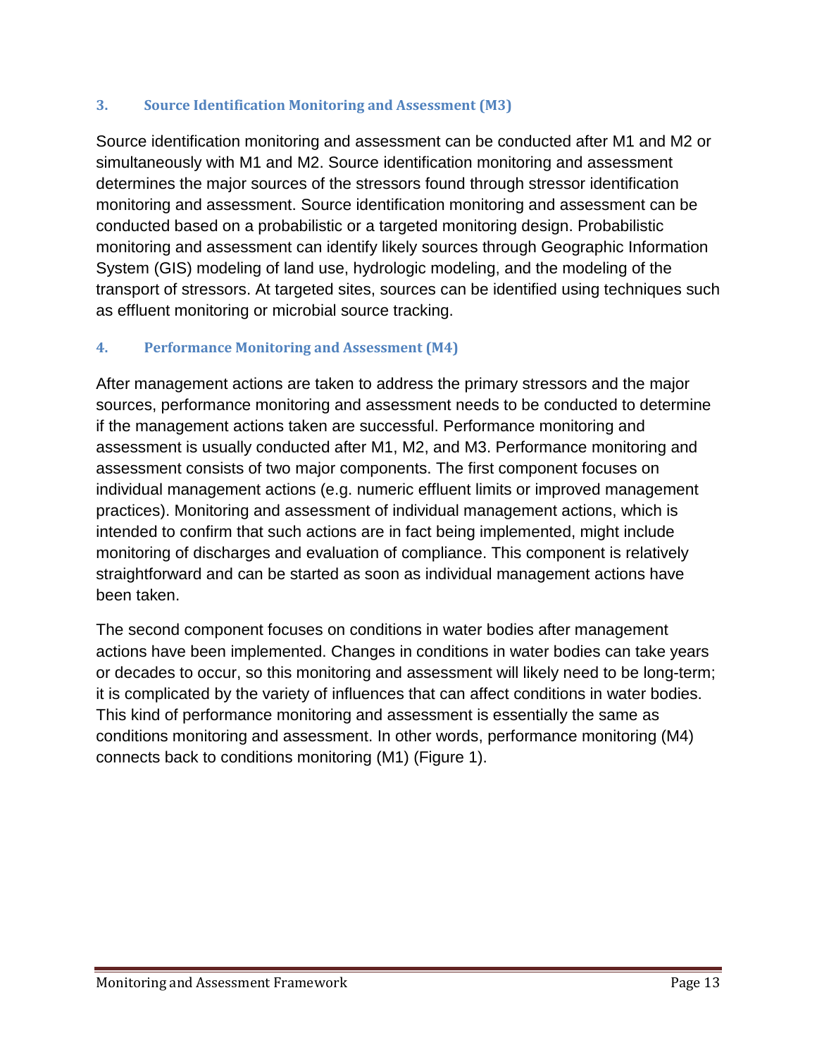### 3. Source Identification Monitoring and Assessment (M3)

Source identification monitoring and assessment can be conducted after M1 and M2 or simultaneously with M1 and M2. Source identification monitoring and assessment determines the major sources of the stressors found through stressor identification monitoring and assessment. Source identification monitoring and assessment can be conducted based on a probabilistic or a targeted monitoring design. Probabilistic monitoring and assessment can identify likely sources through Geographic Information System (GIS) modeling of land use, hydrologic modeling, and the modeling of the transport of stressors. At targeted sites, sources can be identified using techniques such as effluent monitoring or microbial source tracking.

### 4. Performance Monitoring and Assessment (M4)

After management actions are taken to address the primary stressors and the major sources, performance monitoring and assessment needs to be conducted to determine if the management actions taken are successful. Performance monitoring and assessment is usually conducted after M1, M2, and M3. Performance monitoring and assessment consists of two major components. The first component focuses on individual management actions (e.g. numeric effluent limits or improved management practices). Monitoring and assessment of individual management actions, which is intended to confirm that such actions are in fact being implemented, might include monitoring of discharges and evaluation of compliance. This component is relatively straightforward and can be started as soon as individual management actions have been taken.

The second component focuses on conditions in water bodies after management actions have been implemented. Changes in conditions in water bodies can take years or decades to occur, so this monitoring and assessment will likely need to be long-term; it is complicated by the variety of influences that can affect conditions in water bodies. This kind of performance monitoring and assessment is essentially the same as conditions monitoring and assessment. In other words, performance monitoring (M4) connects back to conditions monitoring (M1) (Figure 1).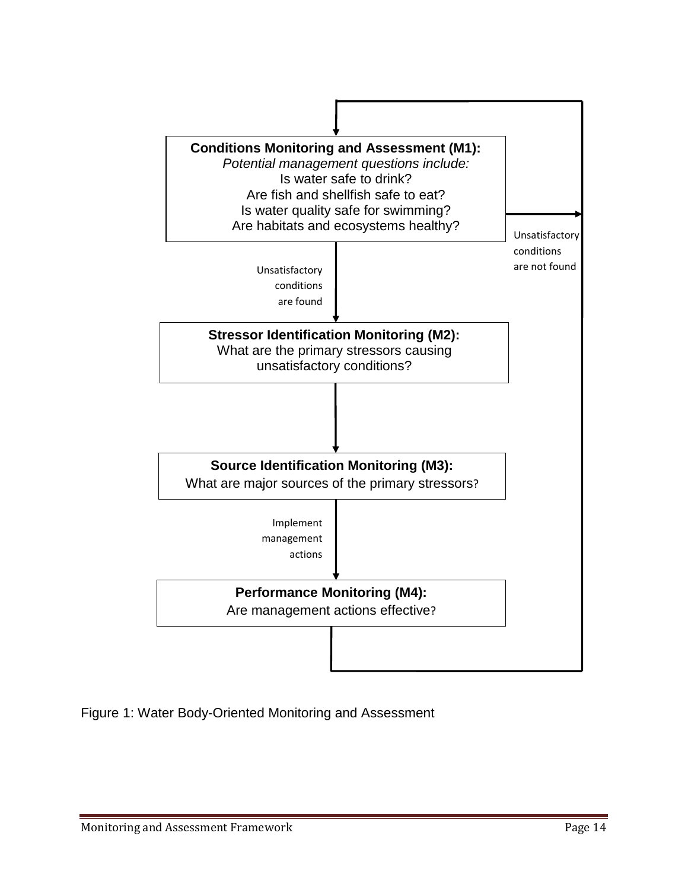**Conditions Monitoring and Assessment (M1):**
*Potential management questions include:*
Is water safe to drink?
Are fish and shellfish safe to eat?
Is water quality safe for swimming?
Are habitats and ecosystems healthy?

Unsatisfactory conditions are not found

Unsatisfactory conditions are found

**Stressor Identification Monitoring (M2):**
What are the primary stressors causing unsatisfactory conditions?

**Source Identification Monitoring (M3):**
What are major sources of the primary stressors?

Implement management actions

**Performance Monitoring (M4):**
Are management actions effective?

Figure 1: Water Body-Oriented Monitoring and Assessment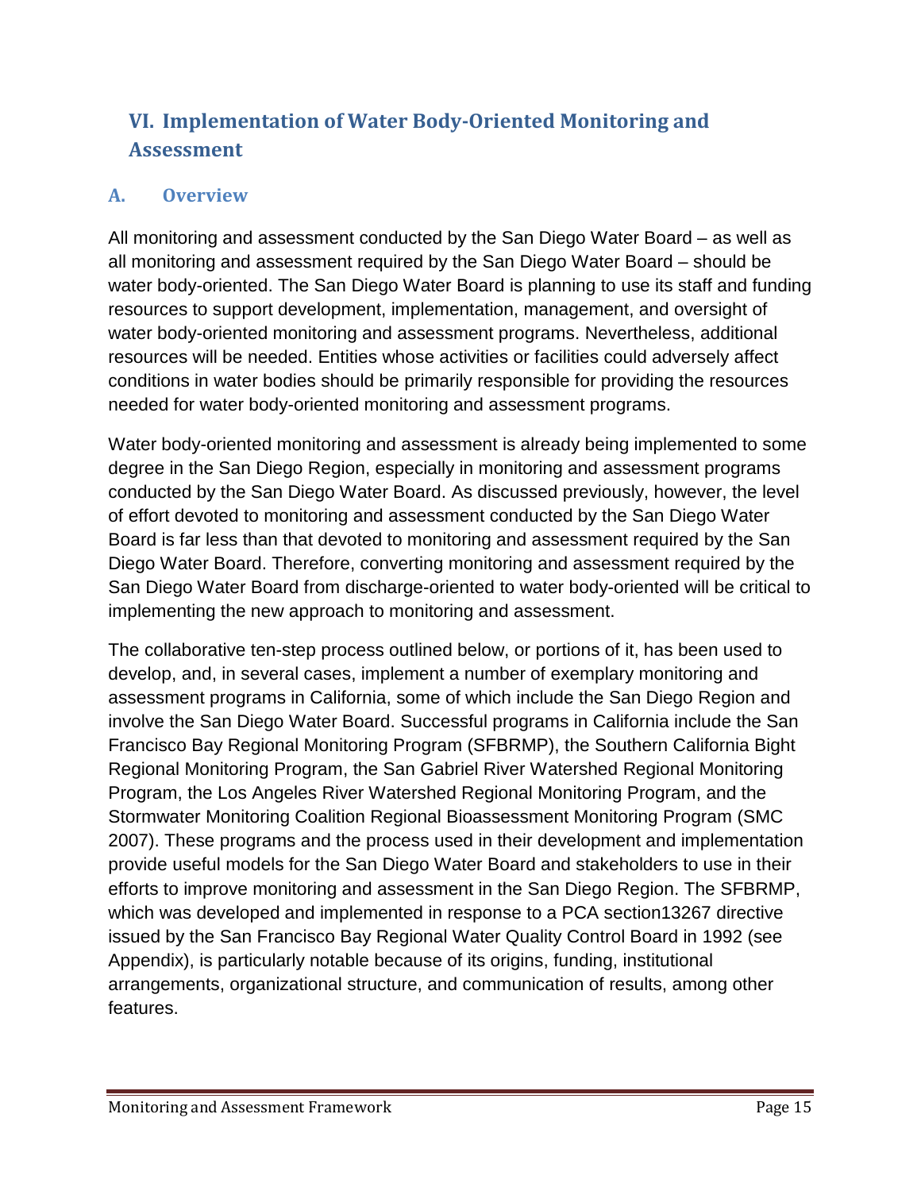# VI. Implementation of Water Body-Oriented Monitoring and Assessment

## A. Overview

All monitoring and assessment conducted by the San Diego Water Board – as well as all monitoring and assessment required by the San Diego Water Board – should be water body-oriented. The San Diego Water Board is planning to use its staff and funding resources to support development, implementation, management, and oversight of water body-oriented monitoring and assessment programs. Nevertheless, additional resources will be needed. Entities whose activities or facilities could adversely affect conditions in water bodies should be primarily responsible for providing the resources needed for water body-oriented monitoring and assessment programs.

Water body-oriented monitoring and assessment is already being implemented to some degree in the San Diego Region, especially in monitoring and assessment programs conducted by the San Diego Water Board. As discussed previously, however, the level of effort devoted to monitoring and assessment conducted by the San Diego Water Board is far less than that devoted to monitoring and assessment required by the San Diego Water Board. Therefore, converting monitoring and assessment required by the San Diego Water Board from discharge-oriented to water body-oriented will be critical to implementing the new approach to monitoring and assessment.

The collaborative ten-step process outlined below, or portions of it, has been used to develop, and, in several cases, implement a number of exemplary monitoring and assessment programs in California, some of which include the San Diego Region and involve the San Diego Water Board. Successful programs in California include the San Francisco Bay Regional Monitoring Program (SFBRMP), the Southern California Bight Regional Monitoring Program, the San Gabriel River Watershed Regional Monitoring Program, the Los Angeles River Watershed Regional Monitoring Program, and the Stormwater Monitoring Coalition Regional Bioassessment Monitoring Program (SMC 2007). These programs and the process used in their development and implementation provide useful models for the San Diego Water Board and stakeholders to use in their efforts to improve monitoring and assessment in the San Diego Region. The SFBRMP, which was developed and implemented in response to a PCA section13267 directive issued by the San Francisco Bay Regional Water Quality Control Board in 1992 (see Appendix), is particularly notable because of its origins, funding, institutional arrangements, organizational structure, and communication of results, among other features.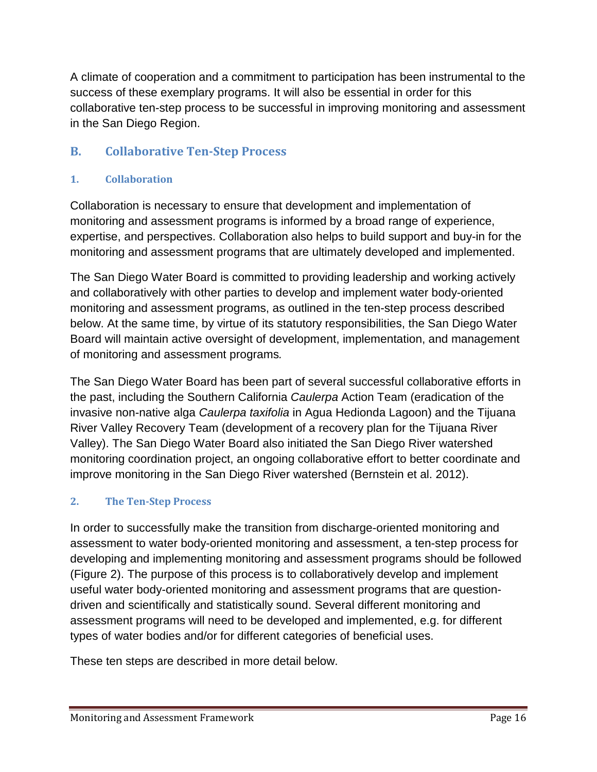A climate of cooperation and a commitment to participation has been instrumental to the success of these exemplary programs. It will also be essential in order for this collaborative ten-step process to be successful in improving monitoring and assessment in the San Diego Region.

## B. Collaborative Ten-Step Process

### 1. Collaboration

Collaboration is necessary to ensure that development and implementation of monitoring and assessment programs is informed by a broad range of experience, expertise, and perspectives. Collaboration also helps to build support and buy-in for the monitoring and assessment programs that are ultimately developed and implemented.

The San Diego Water Board is committed to providing leadership and working actively and collaboratively with other parties to develop and implement water body-oriented monitoring and assessment programs, as outlined in the ten-step process described below. At the same time, by virtue of its statutory responsibilities, the San Diego Water Board will maintain active oversight of development, implementation, and management of monitoring and assessment programs.

The San Diego Water Board has been part of several successful collaborative efforts in the past, including the Southern California *Caulerpa* Action Team (eradication of the invasive non-native alga *Caulerpa taxifolia* in Agua Hedionda Lagoon) and the Tijuana River Valley Recovery Team (development of a recovery plan for the Tijuana River Valley). The San Diego Water Board also initiated the San Diego River watershed monitoring coordination project, an ongoing collaborative effort to better coordinate and improve monitoring in the San Diego River watershed (Bernstein et al. 2012).

### 2. The Ten-Step Process

In order to successfully make the transition from discharge-oriented monitoring and assessment to water body-oriented monitoring and assessment, a ten-step process for developing and implementing monitoring and assessment programs should be followed (Figure 2). The purpose of this process is to collaboratively develop and implement useful water body-oriented monitoring and assessment programs that are question-driven and scientifically and statistically sound. Several different monitoring and assessment programs will need to be developed and implemented, e.g. for different types of water bodies and/or for different categories of beneficial uses.

These ten steps are described in more detail below.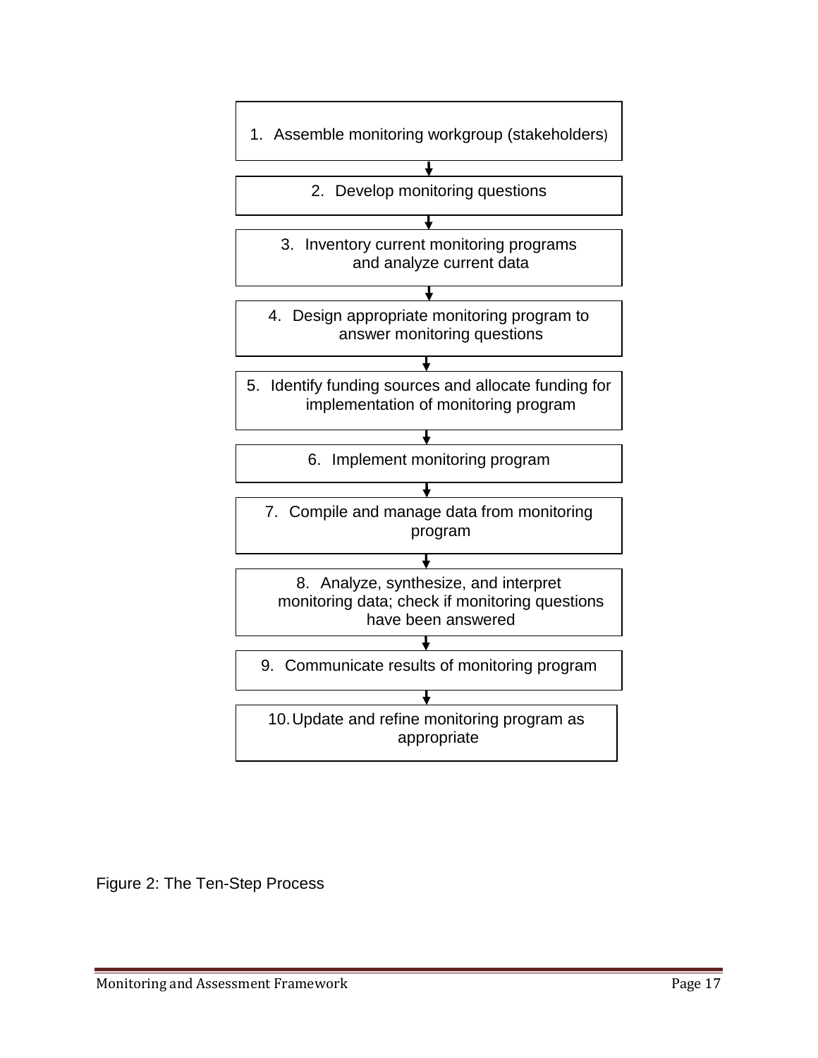1. Assemble monitoring workgroup (stakeholders)
2. Develop monitoring questions
3. Inventory current monitoring programs and analyze current data
4. Design appropriate monitoring program to answer monitoring questions
5. Identify funding sources and allocate funding for implementation of monitoring program
6. Implement monitoring program
7. Compile and manage data from monitoring program
8. Analyze, synthesize, and interpret monitoring data; check if monitoring questions have been answered
9. Communicate results of monitoring program
10. Update and refine monitoring program as appropriate

Figure 2: The Ten-Step Process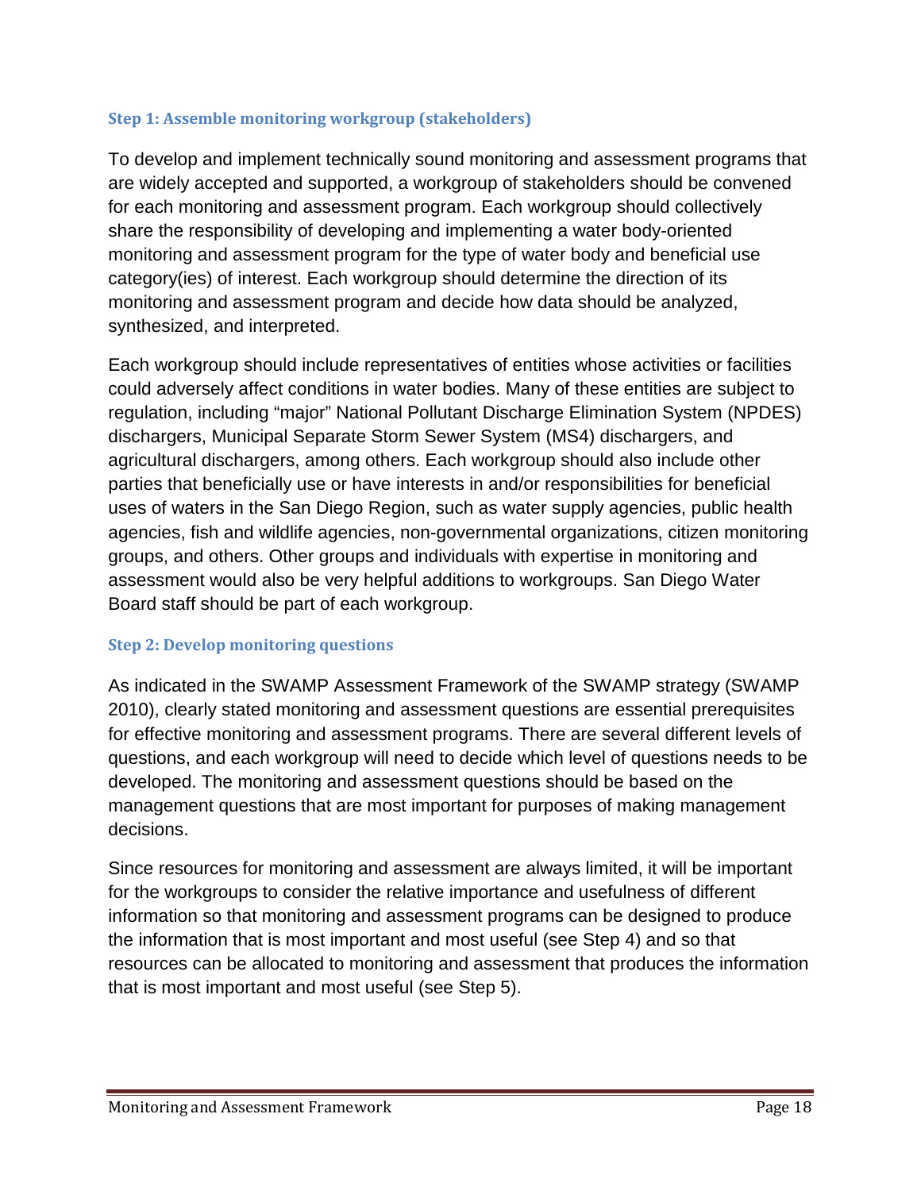### Step 1: Assemble monitoring workgroup (stakeholders)

To develop and implement technically sound monitoring and assessment programs that are widely accepted and supported, a workgroup of stakeholders should be convened for each monitoring and assessment program. Each workgroup should collectively share the responsibility of developing and implementing a water body-oriented monitoring and assessment program for the type of water body and beneficial use category(ies) of interest. Each workgroup should determine the direction of its monitoring and assessment program and decide how data should be analyzed, synthesized, and interpreted.

Each workgroup should include representatives of entities whose activities or facilities could adversely affect conditions in water bodies. Many of these entities are subject to regulation, including "major" National Pollutant Discharge Elimination System (NPDES) dischargers, Municipal Separate Storm Sewer System (MS4) dischargers, and agricultural dischargers, among others. Each workgroup should also include other parties that beneficially use or have interests in and/or responsibilities for beneficial uses of waters in the San Diego Region, such as water supply agencies, public health agencies, fish and wildlife agencies, non-governmental organizations, citizen monitoring groups, and others. Other groups and individuals with expertise in monitoring and assessment would also be very helpful additions to workgroups. San Diego Water Board staff should be part of each workgroup.

### Step 2: Develop monitoring questions

As indicated in the SWAMP Assessment Framework of the SWAMP strategy (SWAMP 2010), clearly stated monitoring and assessment questions are essential prerequisites for effective monitoring and assessment programs. There are several different levels of questions, and each workgroup will need to decide which level of questions needs to be developed. The monitoring and assessment questions should be based on the management questions that are most important for purposes of making management decisions.

Since resources for monitoring and assessment are always limited, it will be important for the workgroups to consider the relative importance and usefulness of different information so that monitoring and assessment programs can be designed to produce the information that is most important and most useful (see Step 4) and so that resources can be allocated to monitoring and assessment that produces the information that is most important and most useful (see Step 5).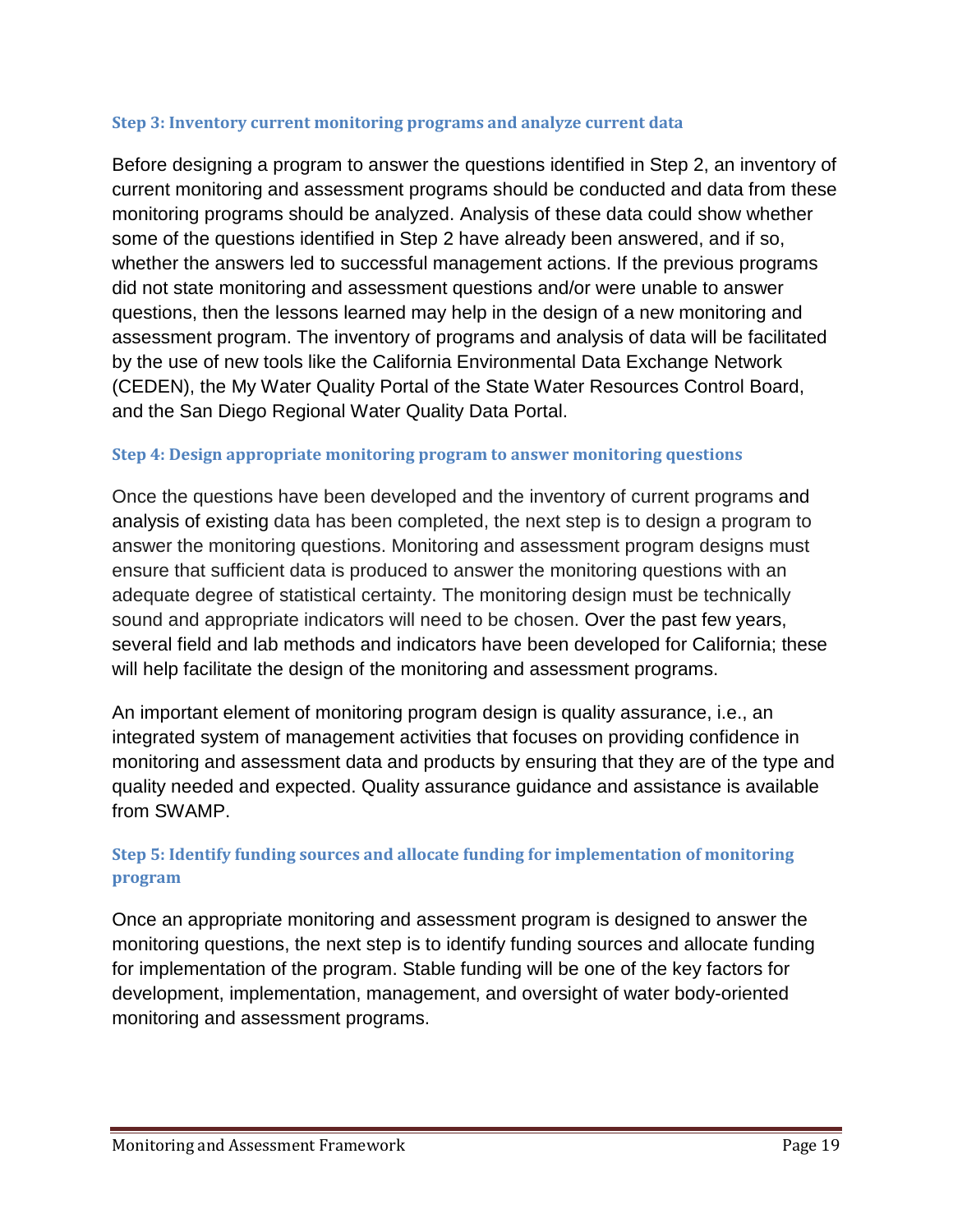### Step 3: Inventory current monitoring programs and analyze current data

Before designing a program to answer the questions identified in Step 2, an inventory of current monitoring and assessment programs should be conducted and data from these monitoring programs should be analyzed. Analysis of these data could show whether some of the questions identified in Step 2 have already been answered, and if so, whether the answers led to successful management actions. If the previous programs did not state monitoring and assessment questions and/or were unable to answer questions, then the lessons learned may help in the design of a new monitoring and assessment program. The inventory of programs and analysis of data will be facilitated by the use of new tools like the California Environmental Data Exchange Network (CEDEN), the My Water Quality Portal of the State Water Resources Control Board, and the San Diego Regional Water Quality Data Portal.

### Step 4: Design appropriate monitoring program to answer monitoring questions

Once the questions have been developed and the inventory of current programs and analysis of existing data has been completed, the next step is to design a program to answer the monitoring questions. Monitoring and assessment program designs must ensure that sufficient data is produced to answer the monitoring questions with an adequate degree of statistical certainty. The monitoring design must be technically sound and appropriate indicators will need to be chosen. Over the past few years, several field and lab methods and indicators have been developed for California; these will help facilitate the design of the monitoring and assessment programs.

An important element of monitoring program design is quality assurance, i.e., an integrated system of management activities that focuses on providing confidence in monitoring and assessment data and products by ensuring that they are of the type and quality needed and expected. Quality assurance guidance and assistance is available from SWAMP.

### Step 5: Identify funding sources and allocate funding for implementation of monitoring program

Once an appropriate monitoring and assessment program is designed to answer the monitoring questions, the next step is to identify funding sources and allocate funding for implementation of the program. Stable funding will be one of the key factors for development, implementation, management, and oversight of water body-oriented monitoring and assessment programs.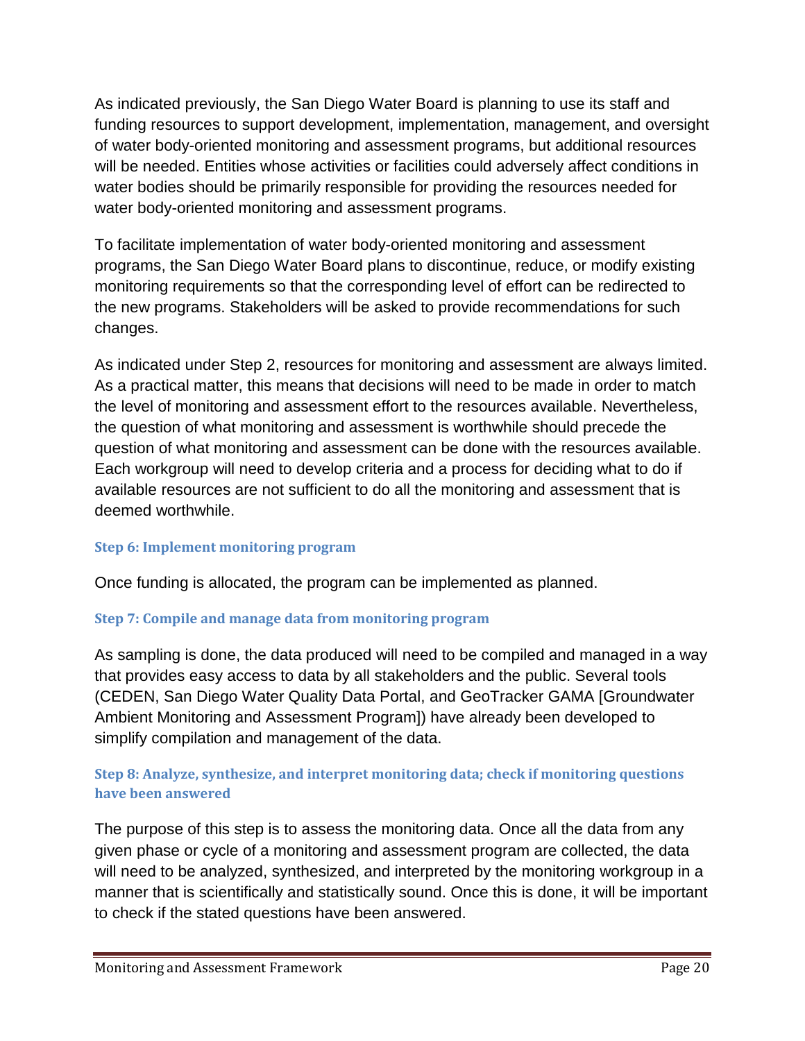As indicated previously, the San Diego Water Board is planning to use its staff and funding resources to support development, implementation, management, and oversight of water body-oriented monitoring and assessment programs, but additional resources will be needed. Entities whose activities or facilities could adversely affect conditions in water bodies should be primarily responsible for providing the resources needed for water body-oriented monitoring and assessment programs.

To facilitate implementation of water body-oriented monitoring and assessment programs, the San Diego Water Board plans to discontinue, reduce, or modify existing monitoring requirements so that the corresponding level of effort can be redirected to the new programs. Stakeholders will be asked to provide recommendations for such changes.

As indicated under Step 2, resources for monitoring and assessment are always limited. As a practical matter, this means that decisions will need to be made in order to match the level of monitoring and assessment effort to the resources available. Nevertheless, the question of what monitoring and assessment is worthwhile should precede the question of what monitoring and assessment can be done with the resources available. Each workgroup will need to develop criteria and a process for deciding what to do if available resources are not sufficient to do all the monitoring and assessment that is deemed worthwhile.

### Step 6: Implement monitoring program

Once funding is allocated, the program can be implemented as planned.

### Step 7: Compile and manage data from monitoring program

As sampling is done, the data produced will need to be compiled and managed in a way that provides easy access to data by all stakeholders and the public. Several tools (CEDEN, San Diego Water Quality Data Portal, and GeoTracker GAMA [Groundwater Ambient Monitoring and Assessment Program]) have already been developed to simplify compilation and management of the data.

### Step 8: Analyze, synthesize, and interpret monitoring data; check if monitoring questions have been answered

The purpose of this step is to assess the monitoring data. Once all the data from any given phase or cycle of a monitoring and assessment program are collected, the data will need to be analyzed, synthesized, and interpreted by the monitoring workgroup in a manner that is scientifically and statistically sound. Once this is done, it will be important to check if the stated questions have been answered.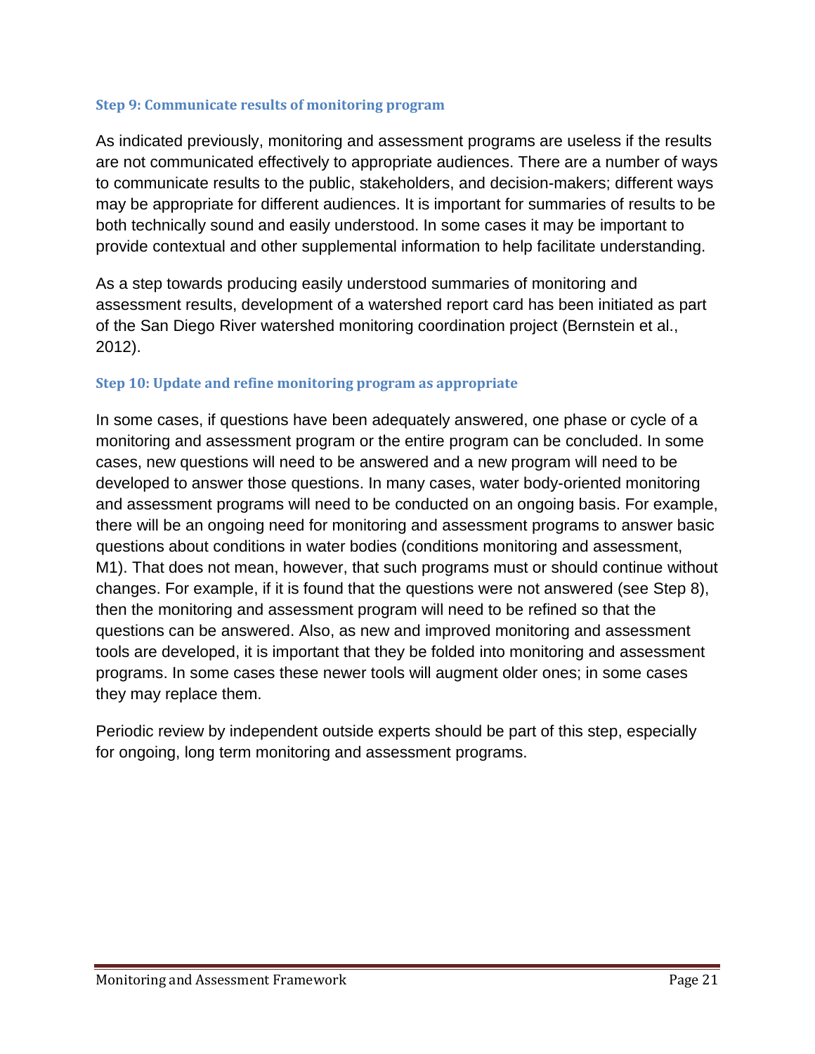### Step 9: Communicate results of monitoring program

As indicated previously, monitoring and assessment programs are useless if the results are not communicated effectively to appropriate audiences. There are a number of ways to communicate results to the public, stakeholders, and decision-makers; different ways may be appropriate for different audiences. It is important for summaries of results to be both technically sound and easily understood. In some cases it may be important to provide contextual and other supplemental information to help facilitate understanding.

As a step towards producing easily understood summaries of monitoring and assessment results, development of a watershed report card has been initiated as part of the San Diego River watershed monitoring coordination project (Bernstein et al., 2012).

### Step 10: Update and refine monitoring program as appropriate

In some cases, if questions have been adequately answered, one phase or cycle of a monitoring and assessment program or the entire program can be concluded. In some cases, new questions will need to be answered and a new program will need to be developed to answer those questions. In many cases, water body-oriented monitoring and assessment programs will need to be conducted on an ongoing basis. For example, there will be an ongoing need for monitoring and assessment programs to answer basic questions about conditions in water bodies (conditions monitoring and assessment, M1). That does not mean, however, that such programs must or should continue without changes. For example, if it is found that the questions were not answered (see Step 8), then the monitoring and assessment program will need to be refined so that the questions can be answered. Also, as new and improved monitoring and assessment tools are developed, it is important that they be folded into monitoring and assessment programs. In some cases these newer tools will augment older ones; in some cases they may replace them.

Periodic review by independent outside experts should be part of this step, especially for ongoing, long term monitoring and assessment programs.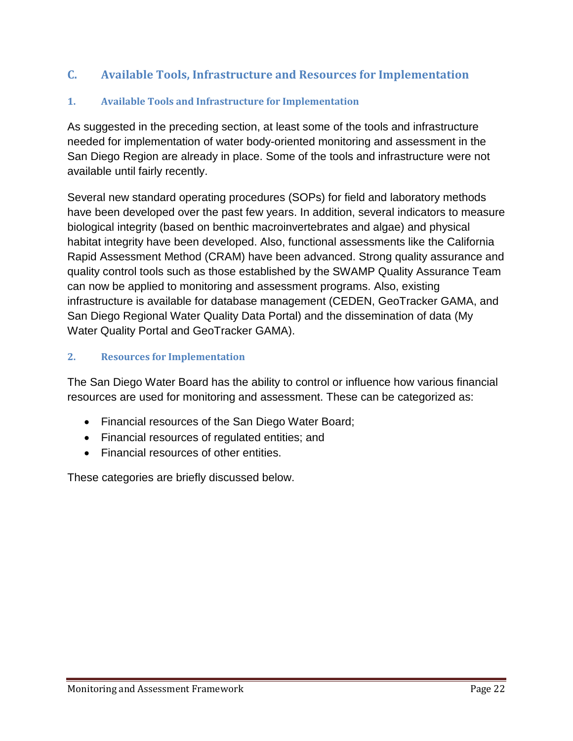## C. Available Tools, Infrastructure and Resources for Implementation

### 1. Available Tools and Infrastructure for Implementation

As suggested in the preceding section, at least some of the tools and infrastructure needed for implementation of water body-oriented monitoring and assessment in the San Diego Region are already in place. Some of the tools and infrastructure were not available until fairly recently.

Several new standard operating procedures (SOPs) for field and laboratory methods have been developed over the past few years. In addition, several indicators to measure biological integrity (based on benthic macroinvertebrates and algae) and physical habitat integrity have been developed. Also, functional assessments like the California Rapid Assessment Method (CRAM) have been advanced. Strong quality assurance and quality control tools such as those established by the SWAMP Quality Assurance Team can now be applied to monitoring and assessment programs. Also, existing infrastructure is available for database management (CEDEN, GeoTracker GAMA, and San Diego Regional Water Quality Data Portal) and the dissemination of data (My Water Quality Portal and GeoTracker GAMA).

### 2. Resources for Implementation

The San Diego Water Board has the ability to control or influence how various financial resources are used for monitoring and assessment. These can be categorized as:

- Financial resources of the San Diego Water Board;
- Financial resources of regulated entities; and
- Financial resources of other entities.

These categories are briefly discussed below.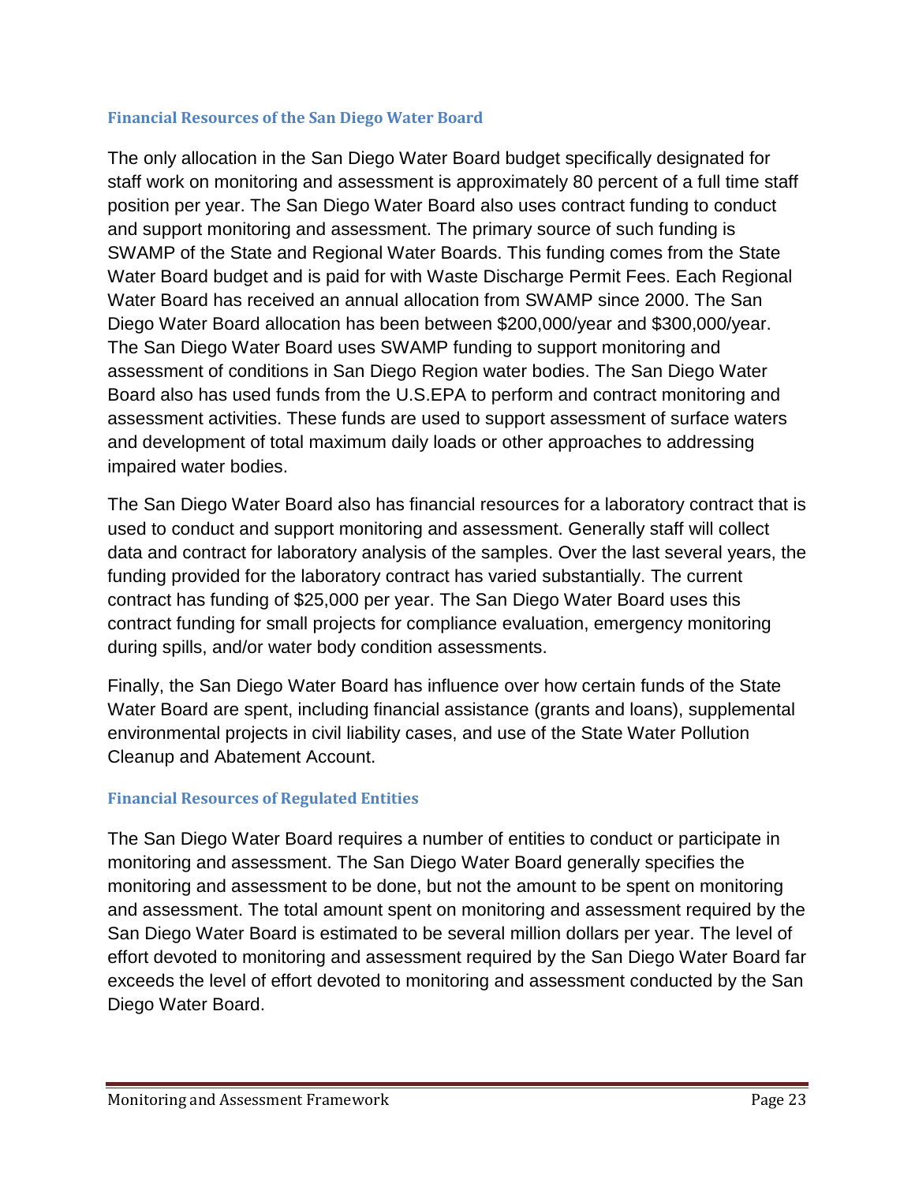### Financial Resources of the San Diego Water Board

The only allocation in the San Diego Water Board budget specifically designated for staff work on monitoring and assessment is approximately 80 percent of a full time staff position per year. The San Diego Water Board also uses contract funding to conduct and support monitoring and assessment. The primary source of such funding is SWAMP of the State and Regional Water Boards. This funding comes from the State Water Board budget and is paid for with Waste Discharge Permit Fees. Each Regional Water Board has received an annual allocation from SWAMP since 2000. The San Diego Water Board allocation has been between $200,000/year and $300,000/year. The San Diego Water Board uses SWAMP funding to support monitoring and assessment of conditions in San Diego Region water bodies. The San Diego Water Board also has used funds from the U.S.EPA to perform and contract monitoring and assessment activities. These funds are used to support assessment of surface waters and development of total maximum daily loads or other approaches to addressing impaired water bodies.

The San Diego Water Board also has financial resources for a laboratory contract that is used to conduct and support monitoring and assessment. Generally staff will collect data and contract for laboratory analysis of the samples. Over the last several years, the funding provided for the laboratory contract has varied substantially. The current contract has funding of $25,000 per year. The San Diego Water Board uses this contract funding for small projects for compliance evaluation, emergency monitoring during spills, and/or water body condition assessments.

Finally, the San Diego Water Board has influence over how certain funds of the State Water Board are spent, including financial assistance (grants and loans), supplemental environmental projects in civil liability cases, and use of the State Water Pollution Cleanup and Abatement Account.

### Financial Resources of Regulated Entities

The San Diego Water Board requires a number of entities to conduct or participate in monitoring and assessment. The San Diego Water Board generally specifies the monitoring and assessment to be done, but not the amount to be spent on monitoring and assessment. The total amount spent on monitoring and assessment required by the San Diego Water Board is estimated to be several million dollars per year. The level of effort devoted to monitoring and assessment required by the San Diego Water Board far exceeds the level of effort devoted to monitoring and assessment conducted by the San Diego Water Board.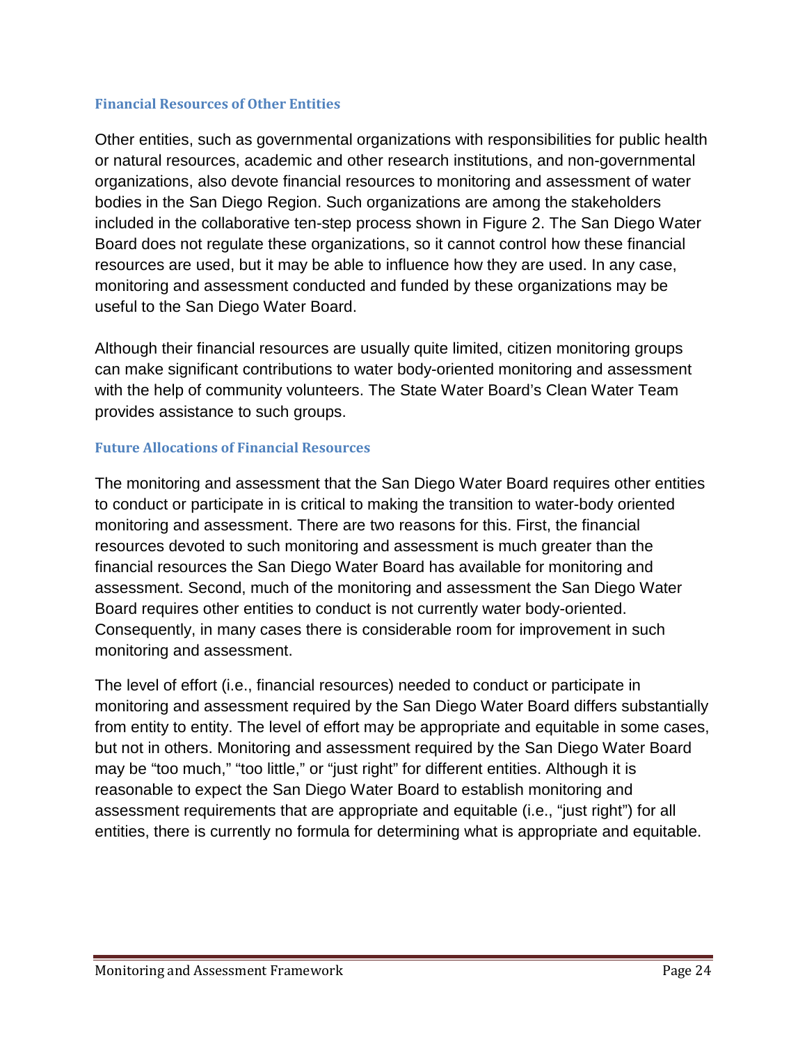### Financial Resources of Other Entities

Other entities, such as governmental organizations with responsibilities for public health or natural resources, academic and other research institutions, and non-governmental organizations, also devote financial resources to monitoring and assessment of water bodies in the San Diego Region. Such organizations are among the stakeholders included in the collaborative ten-step process shown in Figure 2. The San Diego Water Board does not regulate these organizations, so it cannot control how these financial resources are used, but it may be able to influence how they are used. In any case, monitoring and assessment conducted and funded by these organizations may be useful to the San Diego Water Board.

Although their financial resources are usually quite limited, citizen monitoring groups can make significant contributions to water body-oriented monitoring and assessment with the help of community volunteers. The State Water Board's Clean Water Team provides assistance to such groups.

### Future Allocations of Financial Resources

The monitoring and assessment that the San Diego Water Board requires other entities to conduct or participate in is critical to making the transition to water-body oriented monitoring and assessment. There are two reasons for this. First, the financial resources devoted to such monitoring and assessment is much greater than the financial resources the San Diego Water Board has available for monitoring and assessment. Second, much of the monitoring and assessment the San Diego Water Board requires other entities to conduct is not currently water body-oriented. Consequently, in many cases there is considerable room for improvement in such monitoring and assessment.

The level of effort (i.e., financial resources) needed to conduct or participate in monitoring and assessment required by the San Diego Water Board differs substantially from entity to entity. The level of effort may be appropriate and equitable in some cases, but not in others. Monitoring and assessment required by the San Diego Water Board may be "too much," "too little," or "just right" for different entities. Although it is reasonable to expect the San Diego Water Board to establish monitoring and assessment requirements that are appropriate and equitable (i.e., "just right") for all entities, there is currently no formula for determining what is appropriate and equitable.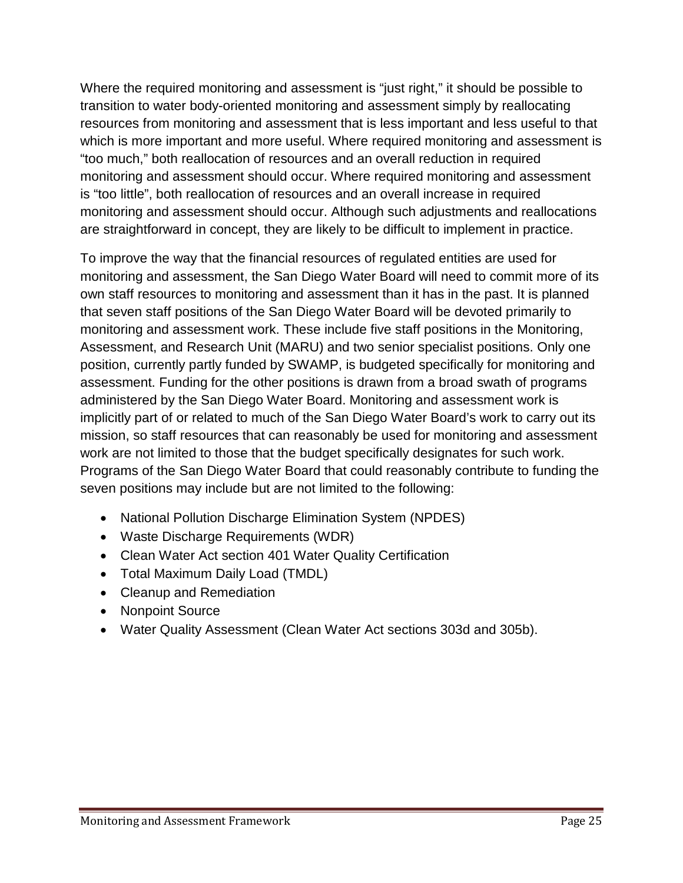Where the required monitoring and assessment is “just right,” it should be possible to transition to water body-oriented monitoring and assessment simply by reallocating resources from monitoring and assessment that is less important and less useful to that which is more important and more useful. Where required monitoring and assessment is “too much,” both reallocation of resources and an overall reduction in required monitoring and assessment should occur. Where required monitoring and assessment is “too little”, both reallocation of resources and an overall increase in required monitoring and assessment should occur. Although such adjustments and reallocations are straightforward in concept, they are likely to be difficult to implement in practice.

To improve the way that the financial resources of regulated entities are used for monitoring and assessment, the San Diego Water Board will need to commit more of its own staff resources to monitoring and assessment than it has in the past. It is planned that seven staff positions of the San Diego Water Board will be devoted primarily to monitoring and assessment work. These include five staff positions in the Monitoring, Assessment, and Research Unit (MARU) and two senior specialist positions. Only one position, currently partly funded by SWAMP, is budgeted specifically for monitoring and assessment. Funding for the other positions is drawn from a broad swath of programs administered by the San Diego Water Board. Monitoring and assessment work is implicitly part of or related to much of the San Diego Water Board’s work to carry out its mission, so staff resources that can reasonably be used for monitoring and assessment work are not limited to those that the budget specifically designates for such work. Programs of the San Diego Water Board that could reasonably contribute to funding the seven positions may include but are not limited to the following:

- National Pollution Discharge Elimination System (NPDES)
- Waste Discharge Requirements (WDR)
- Clean Water Act section 401 Water Quality Certification
- Total Maximum Daily Load (TMDL)
- Cleanup and Remediation
- Nonpoint Source
- Water Quality Assessment (Clean Water Act sections 303d and 305b).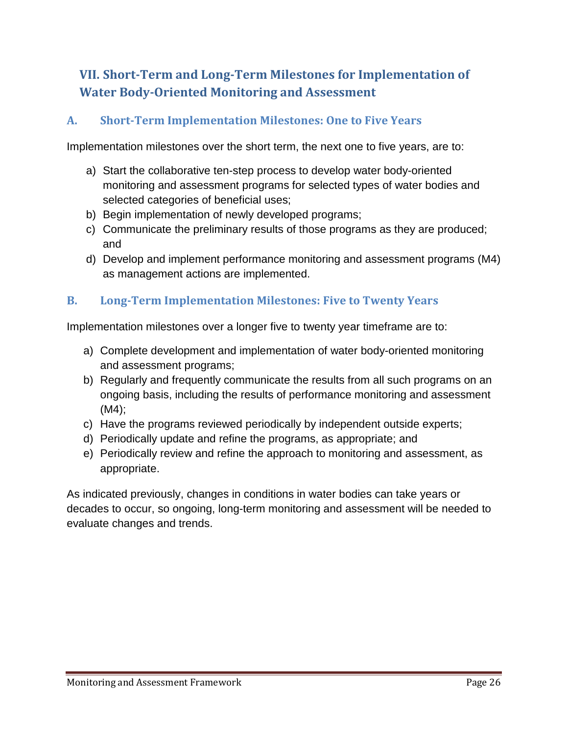# VII. Short-Term and Long-Term Milestones for Implementation of Water Body-Oriented Monitoring and Assessment

## A. Short-Term Implementation Milestones: One to Five Years

Implementation milestones over the short term, the next one to five years, are to:

a) Start the collaborative ten-step process to develop water body-oriented monitoring and assessment programs for selected types of water bodies and selected categories of beneficial uses;
b) Begin implementation of newly developed programs;
c) Communicate the preliminary results of those programs as they are produced; and
d) Develop and implement performance monitoring and assessment programs (M4) as management actions are implemented.

## B. Long-Term Implementation Milestones: Five to Twenty Years

Implementation milestones over a longer five to twenty year timeframe are to:

a) Complete development and implementation of water body-oriented monitoring and assessment programs;
b) Regularly and frequently communicate the results from all such programs on an ongoing basis, including the results of performance monitoring and assessment (M4);
c) Have the programs reviewed periodically by independent outside experts;
d) Periodically update and refine the programs, as appropriate; and
e) Periodically review and refine the approach to monitoring and assessment, as appropriate.

As indicated previously, changes in conditions in water bodies can take years or decades to occur, so ongoing, long-term monitoring and assessment will be needed to evaluate changes and trends.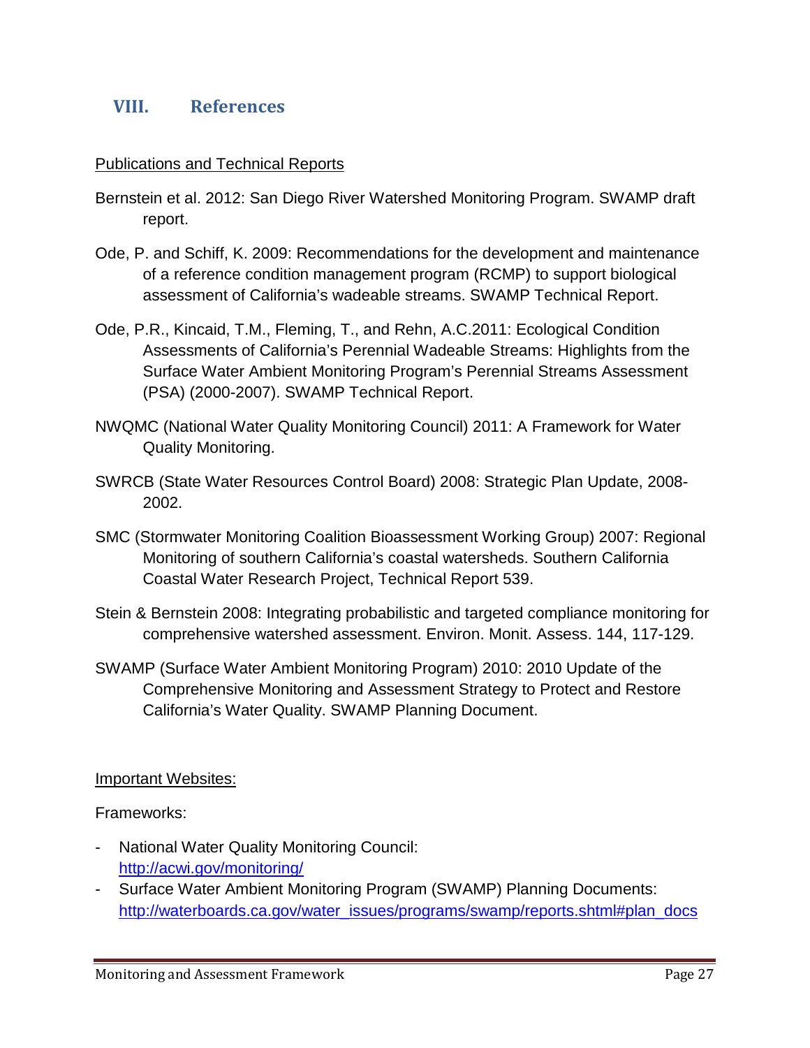# VIII. References

Publications and Technical Reports

Bernstein et al. 2012: San Diego River Watershed Monitoring Program. SWAMP draft report.

Ode, P. and Schiff, K. 2009: Recommendations for the development and maintenance of a reference condition management program (RCMP) to support biological assessment of California's wadeable streams. SWAMP Technical Report.

Ode, P.R., Kincaid, T.M., Fleming, T., and Rehn, A.C.2011: Ecological Condition Assessments of California's Perennial Wadeable Streams: Highlights from the Surface Water Ambient Monitoring Program's Perennial Streams Assessment (PSA) (2000-2007). SWAMP Technical Report.

NWQMC (National Water Quality Monitoring Council) 2011: A Framework for Water Quality Monitoring.

SWRCB (State Water Resources Control Board) 2008: Strategic Plan Update, 2008-2002.

SMC (Stormwater Monitoring Coalition Bioassessment Working Group) 2007: Regional Monitoring of southern California's coastal watersheds. Southern California Coastal Water Research Project, Technical Report 539.

Stein & Bernstein 2008: Integrating probabilistic and targeted compliance monitoring for comprehensive watershed assessment. Environ. Monit. Assess. 144, 117-129.

SWAMP (Surface Water Ambient Monitoring Program) 2010: 2010 Update of the Comprehensive Monitoring and Assessment Strategy to Protect and Restore California's Water Quality. SWAMP Planning Document.

Important Websites:

Frameworks:

- National Water Quality Monitoring Council: http://acwi.gov/monitoring/
- Surface Water Ambient Monitoring Program (SWAMP) Planning Documents: http://waterboards.ca.gov/water_issues/programs/swamp/reports.shtml#plan_docs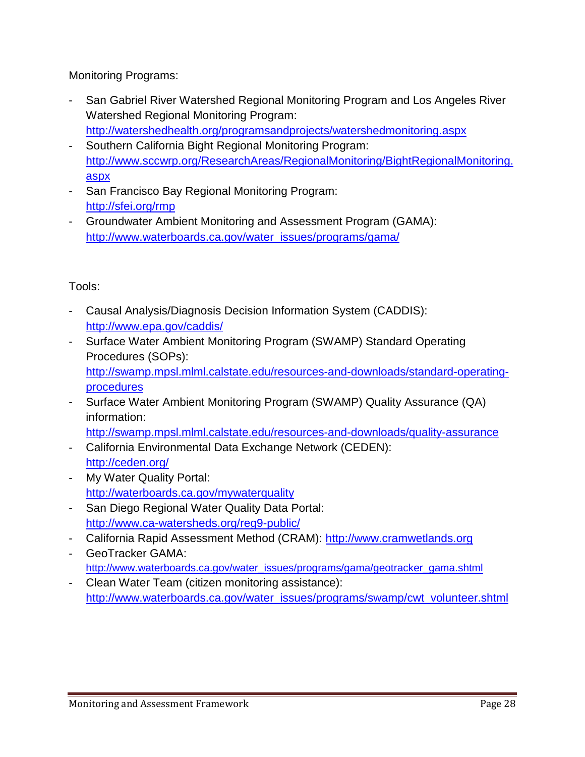Monitoring Programs:

- San Gabriel River Watershed Regional Monitoring Program and Los Angeles River Watershed Regional Monitoring Program: http://watershedhealth.org/programsandprojects/watershedmonitoring.aspx
- Southern California Bight Regional Monitoring Program: http://www.sccwrp.org/ResearchAreas/RegionalMonitoring/BightRegionalMonitoring.aspx
- San Francisco Bay Regional Monitoring Program: http://sfei.org/rmp
- Groundwater Ambient Monitoring and Assessment Program (GAMA): http://www.waterboards.ca.gov/water_issues/programs/gama/

Tools:

- Causal Analysis/Diagnosis Decision Information System (CADDIS): http://www.epa.gov/caddis/
- Surface Water Ambient Monitoring Program (SWAMP) Standard Operating Procedures (SOPs): http://swamp.mpsl.mlml.calstate.edu/resources-and-downloads/standard-operating-procedures
- Surface Water Ambient Monitoring Program (SWAMP) Quality Assurance (QA) information: http://swamp.mpsl.mlml.calstate.edu/resources-and-downloads/quality-assurance
- California Environmental Data Exchange Network (CEDEN): http://ceden.org/
- My Water Quality Portal: http://waterboards.ca.gov/mywaterquality
- San Diego Regional Water Quality Data Portal: http://www.ca-watersheds.org/reg9-public/
- California Rapid Assessment Method (CRAM): http://www.cramwetlands.org
- GeoTracker GAMA: http://www.waterboards.ca.gov/water_issues/programs/gama/geotracker_gama.shtml
- Clean Water Team (citizen monitoring assistance): http://www.waterboards.ca.gov/water_issues/programs/swamp/cwt_volunteer.shtml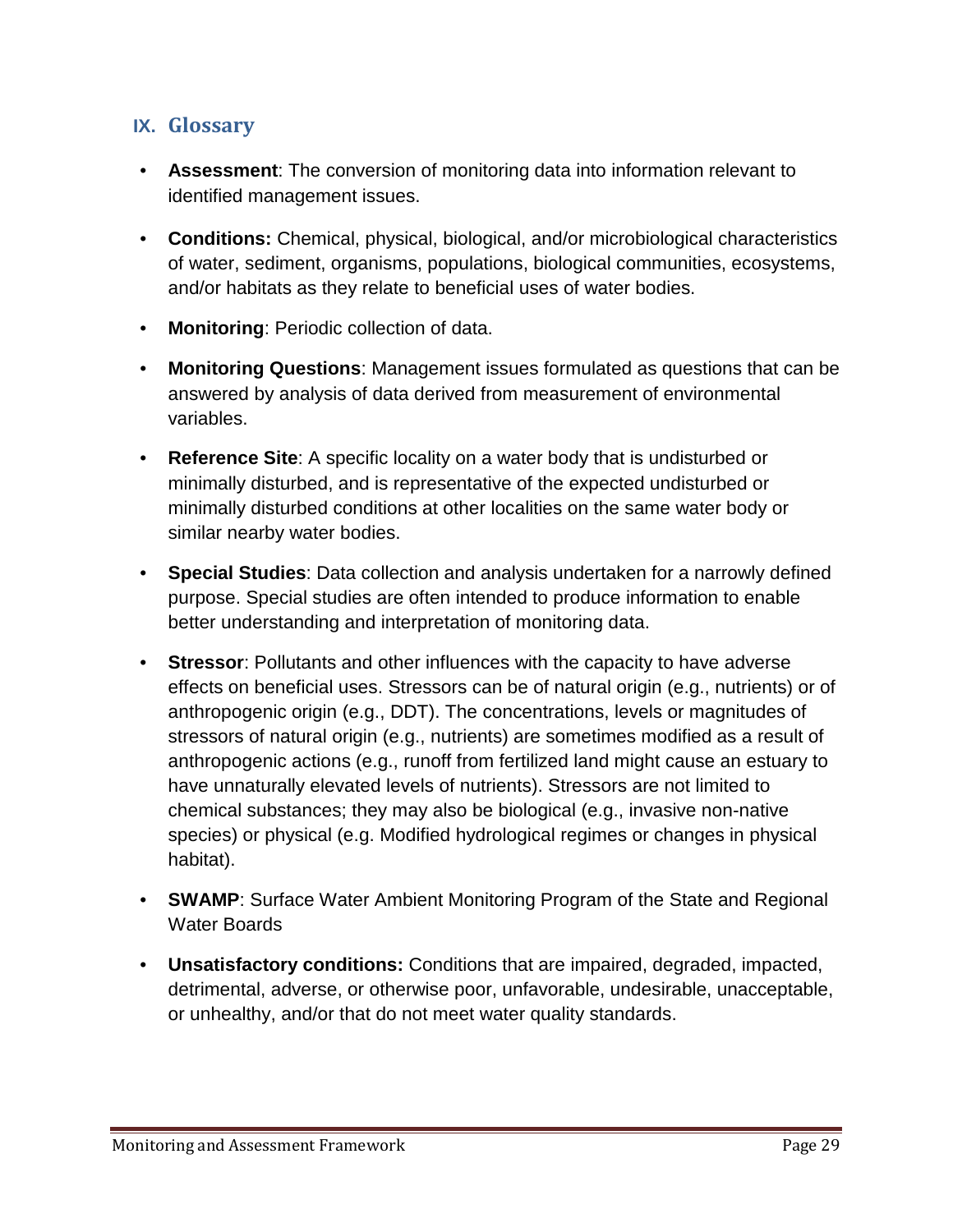## IX. Glossary

- **Assessment**: The conversion of monitoring data into information relevant to identified management issues.
- **Conditions:** Chemical, physical, biological, and/or microbiological characteristics of water, sediment, organisms, populations, biological communities, ecosystems, and/or habitats as they relate to beneficial uses of water bodies.
- **Monitoring**: Periodic collection of data.
- **Monitoring Questions**: Management issues formulated as questions that can be answered by analysis of data derived from measurement of environmental variables.
- **Reference Site**: A specific locality on a water body that is undisturbed or minimally disturbed, and is representative of the expected undisturbed or minimally disturbed conditions at other localities on the same water body or similar nearby water bodies.
- **Special Studies**: Data collection and analysis undertaken for a narrowly defined purpose. Special studies are often intended to produce information to enable better understanding and interpretation of monitoring data.
- **Stressor**: Pollutants and other influences with the capacity to have adverse effects on beneficial uses. Stressors can be of natural origin (e.g., nutrients) or of anthropogenic origin (e.g., DDT). The concentrations, levels or magnitudes of stressors of natural origin (e.g., nutrients) are sometimes modified as a result of anthropogenic actions (e.g., runoff from fertilized land might cause an estuary to have unnaturally elevated levels of nutrients). Stressors are not limited to chemical substances; they may also be biological (e.g., invasive non-native species) or physical (e.g. Modified hydrological regimes or changes in physical habitat).
- **SWAMP**: Surface Water Ambient Monitoring Program of the State and Regional Water Boards
- **Unsatisfactory conditions:** Conditions that are impaired, degraded, impacted, detrimental, adverse, or otherwise poor, unfavorable, undesirable, unacceptable, or unhealthy, and/or that do not meet water quality standards.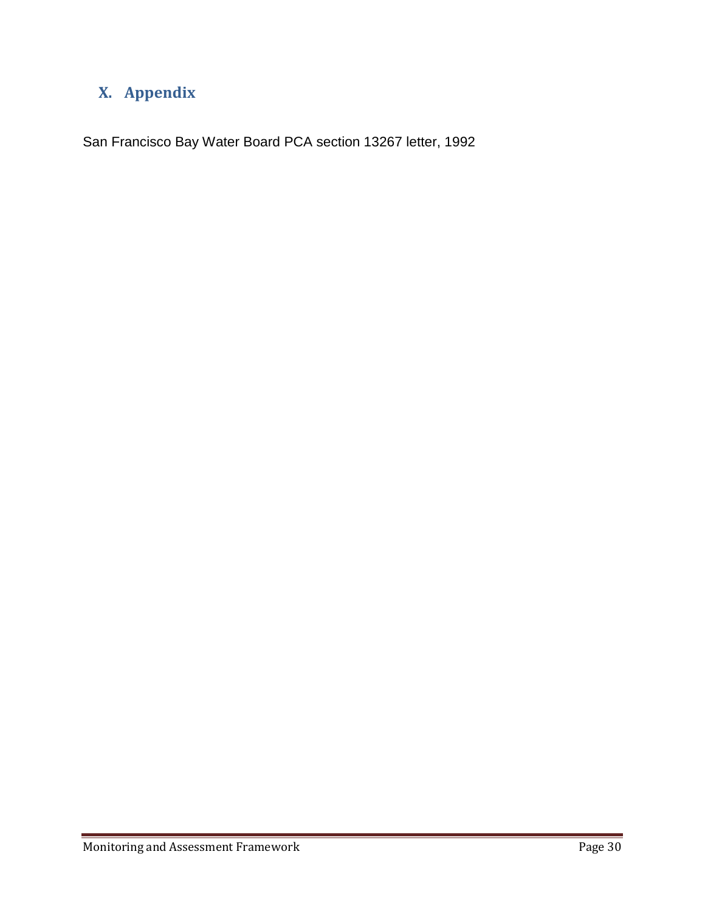# X. Appendix

San Francisco Bay Water Board PCA section 13267 letter, 1992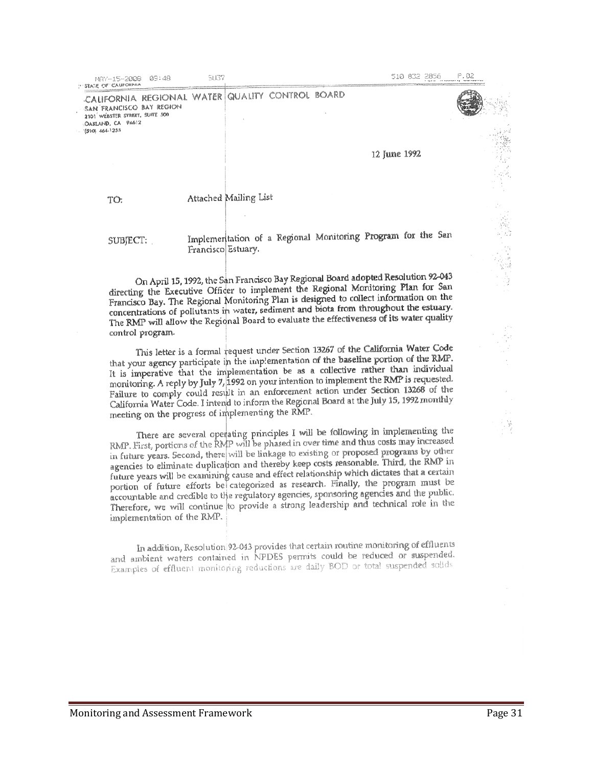STATE OF CALIFORNIA

CALIFORNIA REGIONAL WATER QUALITY CONTROL BOARD
SAN FRANCISCO BAY REGION
2101 WEBSTER STREET, SUITE 500
OAKLAND, CA 94612
(510) 464-1255

12 June 1992

TO: Attached Mailing List

SUBJECT: Implementation of a Regional Monitoring Program for the San Francisco Estuary.

On April 15, 1992, the San Francisco Bay Regional Board adopted Resolution 92-043 directing the Executive Officer to implement the Regional Monitoring Plan for San Francisco Bay. The Regional Monitoring Plan is designed to collect information on the concentrations of pollutants in water, sediment and biota from throughout the estuary. The RMP will allow the Regional Board to evaluate the effectiveness of its water quality control program.

This letter is a formal request under Section 13267 of the California Water Code that your agency participate in the implementation of the **baseline** portion of the RMP. It is imperative that the implementation be as a collective rather than individual monitoring. A reply by July 7, 1992 on your intention to implement the RMP is requested. Failure to comply could result in an enforcement action under Section 13268 of the California Water Code. I intend to inform the Regional Board at the July 15, 1992 monthly meeting on the progress of implementing the RMP.

There are several operating principles I will be following in implementing the RMP. First, portions of the RMP will be phased in over time and thus costs may increased in future years. Second, there will be linkage to existing or proposed programs by other agencies to eliminate duplication and thereby keep costs reasonable. Third, the RMP in future years will be examining cause and effect relationship which dictates that a certain portion of future efforts be categorized as research. Finally, the program must be accountable and credible to the regulatory agencies, sponsoring agencies and the public. Therefore, we will continue to provide a strong leadership and technical role in the implementation of the RMP.

In addition, Resolution 92-043 provides that certain routine monitoring of effluents and ambient waters contained in NPDES permits could be reduced or suspended. Examples of effluent monitoring reductions are daily BOD or total suspended solids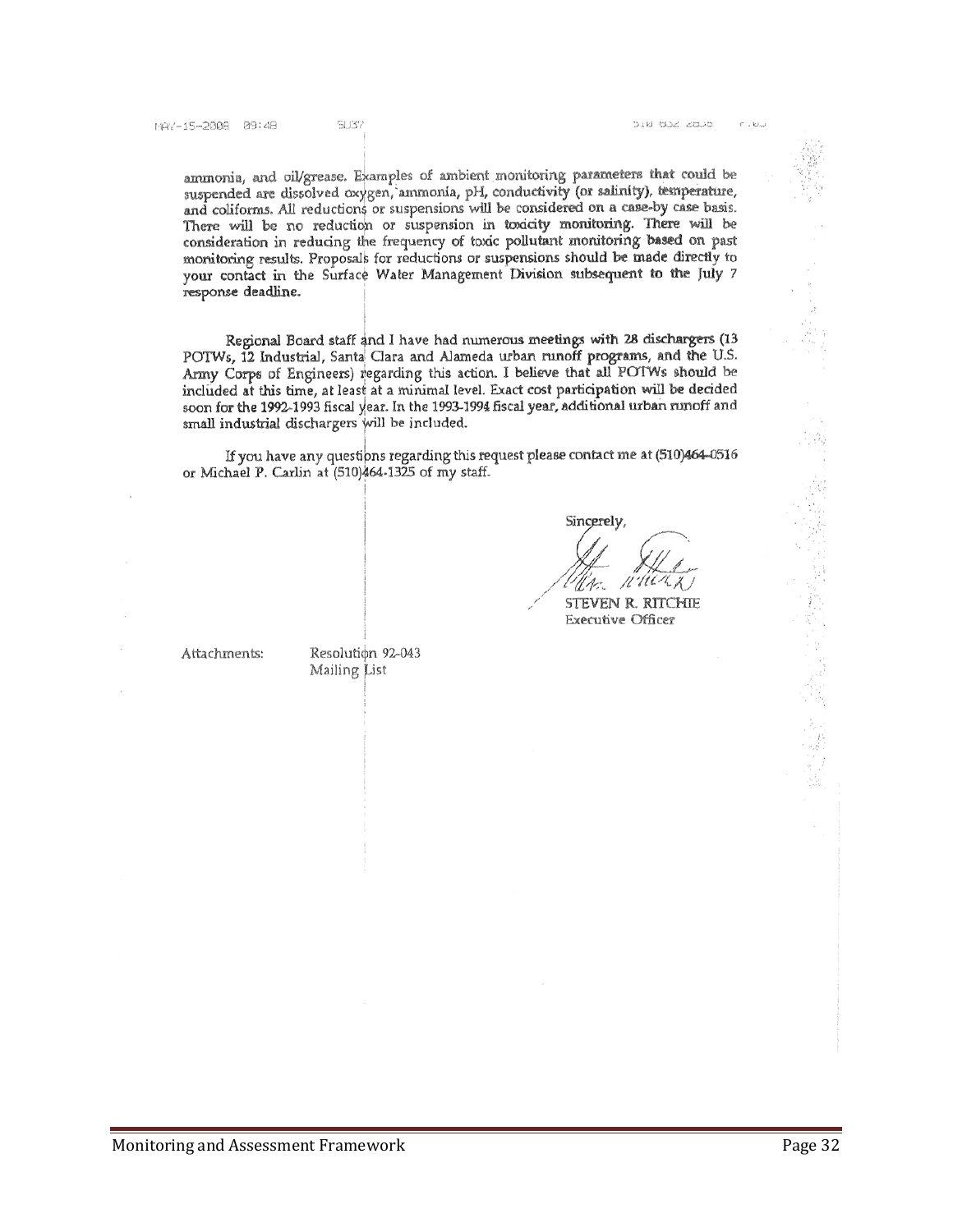ammonia, and oil/grease. Examples of ambient monitoring parameters that could be suspended are dissolved oxygen, ammonia, pH, conductivity (or salinity), temperature, and coliforms. All reductions or suspensions will be considered on a case-by case basis. There will be no reduction or suspension in toxicity monitoring. There will be consideration in reducing the frequency of toxic pollutant monitoring based on past monitoring results. Proposals for reductions or suspensions should be made directly to your contact in the Surface Water Management Division subsequent to the July 7 response deadline.

Regional Board staff and I have had numerous meetings with 28 dischargers (13 POTWs, 12 Industrial, Santa Clara and Alameda urban runoff programs, and the U.S. Army Corps of Engineers) regarding this action. I believe that all POTWs should be included at this time, at least at a minimal level. Exact cost participation will be decided soon for the 1992-1993 fiscal year. In the 1993-1994 fiscal year, additional urban runoff and small industrial dischargers will be included.

If you have any questions regarding this request please contact me at (510)464-0516 or Michael P. Carlin at (510)464-1325 of my staff.

Sincerely,

STEVEN R. RITCHIE
Executive Officer

Attachments: Resolution 92-043
Mailing List